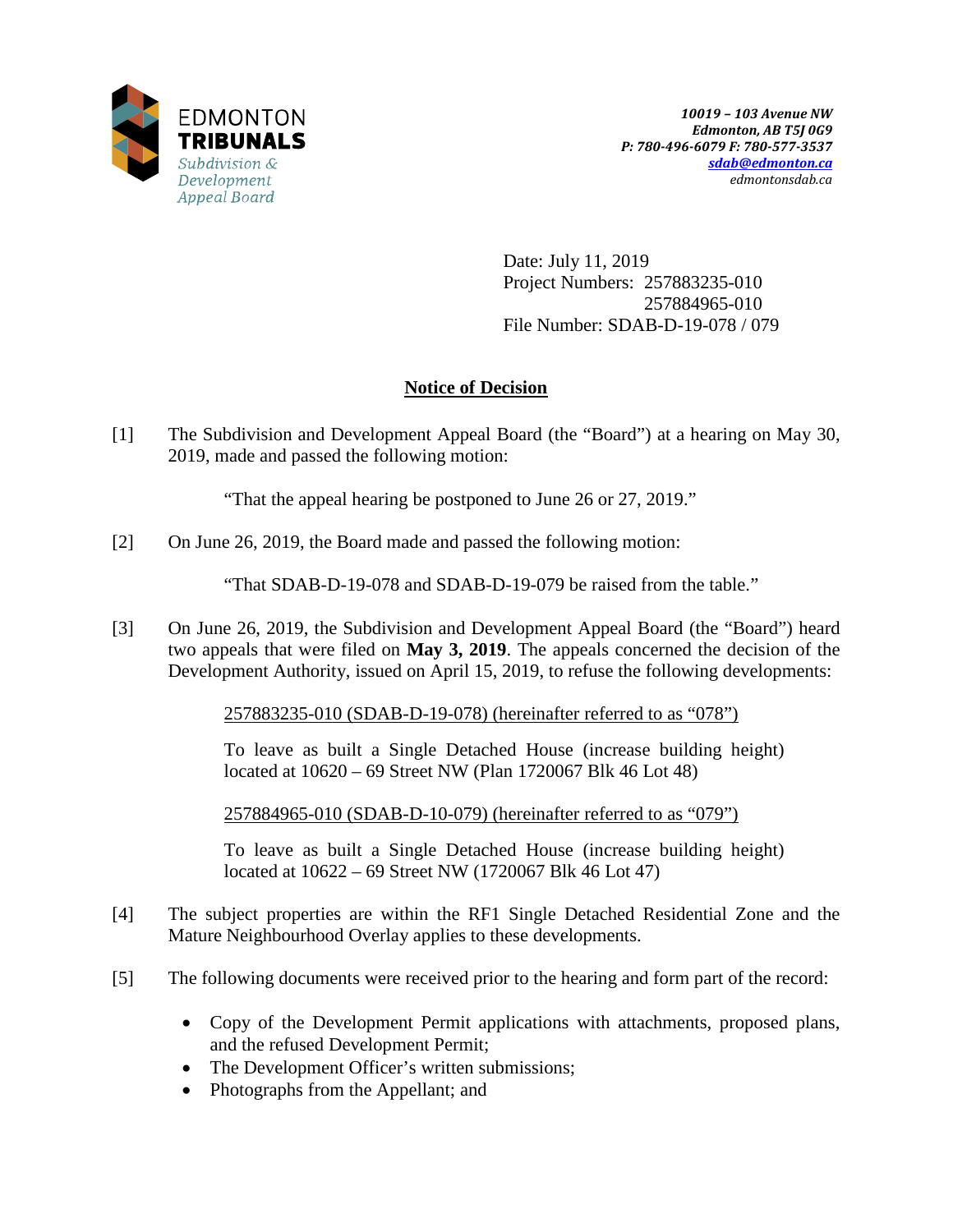EDMONTON
**TRIBUNALS**
*Subdivision & Development Appeal Board*

***10019 – 103 Avenue NW***
***Edmonton, AB T5J 0G9***
***P: 780-496-6079 F: 780-577-3537***
***sdab@edmonton.ca***
*edmontonsdab.ca*

Date: July 11, 2019
Project Numbers: 257883235-010
257884965-010
File Number: SDAB-D-19-078 / 079

## Notice of Decision

[1] The Subdivision and Development Appeal Board (the "Board") at a hearing on May 30, 2019, made and passed the following motion:

> "That the appeal hearing be postponed to June 26 or 27, 2019."

[2] On June 26, 2019, the Board made and passed the following motion:

> "That SDAB-D-19-078 and SDAB-D-19-079 be raised from the table."

[3] On June 26, 2019, the Subdivision and Development Appeal Board (the "Board") heard two appeals that were filed on **May 3, 2019**. The appeals concerned the decision of the Development Authority, issued on April 15, 2019, to refuse the following developments:

> 257883235-010 (SDAB-D-19-078) (hereinafter referred to as "078")
>
> To leave as built a Single Detached House (increase building height) located at 10620 – 69 Street NW (Plan 1720067 Blk 46 Lot 48)
>
> 257884965-010 (SDAB-D-10-079) (hereinafter referred to as "079")
>
> To leave as built a Single Detached House (increase building height) located at 10622 – 69 Street NW (1720067 Blk 46 Lot 47)

[4] The subject properties are within the RF1 Single Detached Residential Zone and the Mature Neighbourhood Overlay applies to these developments.

[5] The following documents were received prior to the hearing and form part of the record:

- Copy of the Development Permit applications with attachments, proposed plans, and the refused Development Permit;
- The Development Officer's written submissions;
- Photographs from the Appellant; and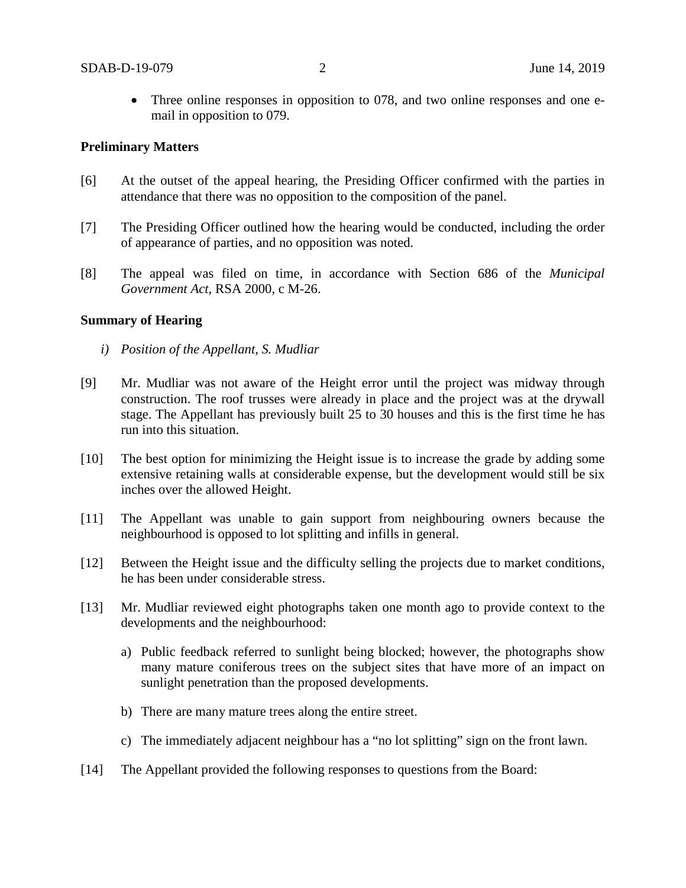- Three online responses in opposition to 078, and two online responses and one e-mail in opposition to 079.

**Preliminary Matters**

[6] At the outset of the appeal hearing, the Presiding Officer confirmed with the parties in attendance that there was no opposition to the composition of the panel.

[7] The Presiding Officer outlined how the hearing would be conducted, including the order of appearance of parties, and no opposition was noted.

[8] The appeal was filed on time, in accordance with Section 686 of the *Municipal Government Act*, RSA 2000, c M-26.

**Summary of Hearing**

*i) Position of the Appellant, S. Mudliar*

[9] Mr. Mudliar was not aware of the Height error until the project was midway through construction. The roof trusses were already in place and the project was at the drywall stage. The Appellant has previously built 25 to 30 houses and this is the first time he has run into this situation.

[10] The best option for minimizing the Height issue is to increase the grade by adding some extensive retaining walls at considerable expense, but the development would still be six inches over the allowed Height.

[11] The Appellant was unable to gain support from neighbouring owners because the neighbourhood is opposed to lot splitting and infills in general.

[12] Between the Height issue and the difficulty selling the projects due to market conditions, he has been under considerable stress.

[13] Mr. Mudliar reviewed eight photographs taken one month ago to provide context to the developments and the neighbourhood:

a) Public feedback referred to sunlight being blocked; however, the photographs show many mature coniferous trees on the subject sites that have more of an impact on sunlight penetration than the proposed developments.

b) There are many mature trees along the entire street.

c) The immediately adjacent neighbour has a "no lot splitting" sign on the front lawn.

[14] The Appellant provided the following responses to questions from the Board: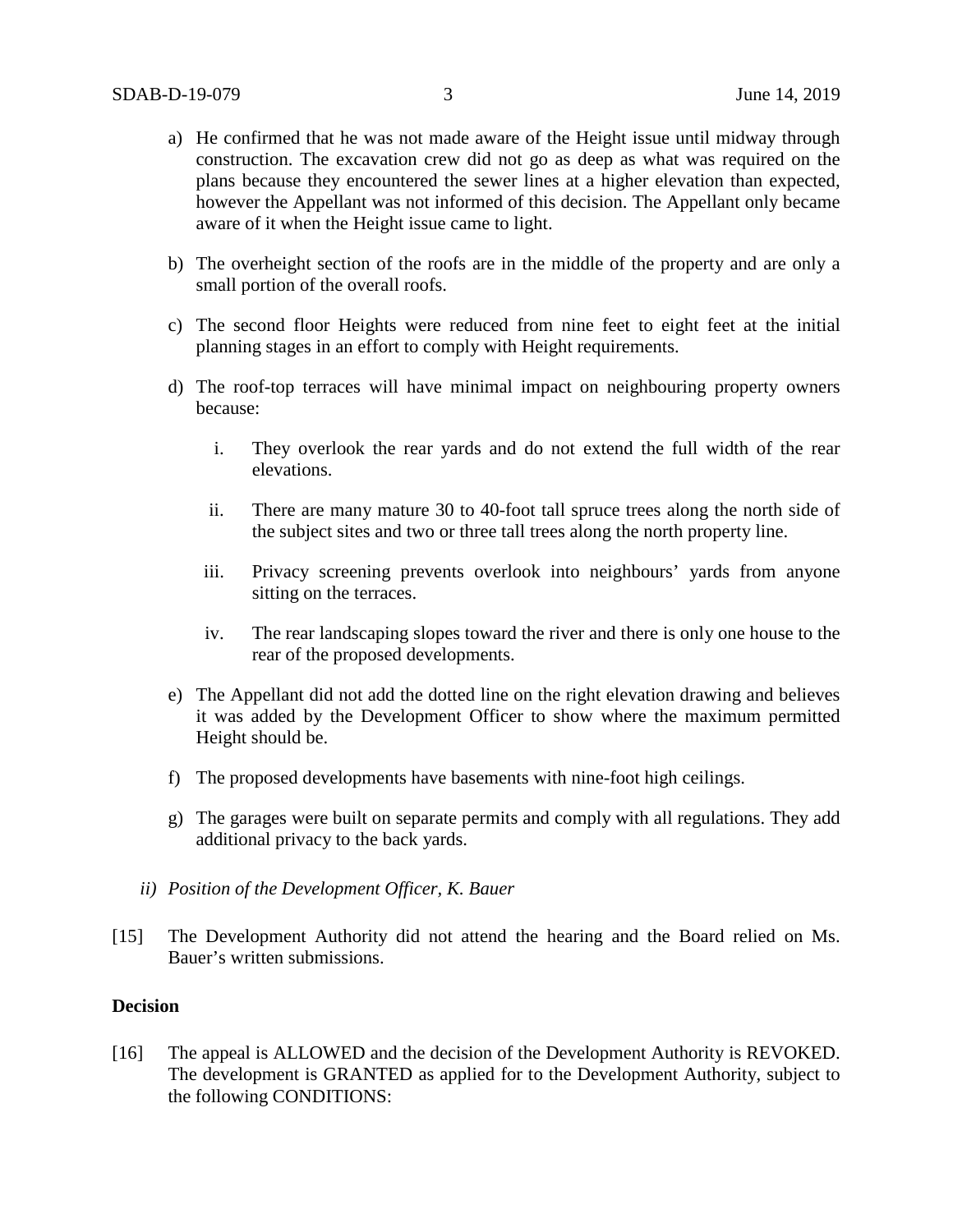a) He confirmed that he was not made aware of the Height issue until midway through construction. The excavation crew did not go as deep as what was required on the plans because they encountered the sewer lines at a higher elevation than expected, however the Appellant was not informed of this decision. The Appellant only became aware of it when the Height issue came to light.

b) The overheight section of the roofs are in the middle of the property and are only a small portion of the overall roofs.

c) The second floor Heights were reduced from nine feet to eight feet at the initial planning stages in an effort to comply with Height requirements.

d) The roof-top terraces will have minimal impact on neighbouring property owners because:

   i. They overlook the rear yards and do not extend the full width of the rear elevations.

   ii. There are many mature 30 to 40-foot tall spruce trees along the north side of the subject sites and two or three tall trees along the north property line.

   iii. Privacy screening prevents overlook into neighbours' yards from anyone sitting on the terraces.

   iv. The rear landscaping slopes toward the river and there is only one house to the rear of the proposed developments.

e) The Appellant did not add the dotted line on the right elevation drawing and believes it was added by the Development Officer to show where the maximum permitted Height should be.

f) The proposed developments have basements with nine-foot high ceilings.

g) The garages were built on separate permits and comply with all regulations. They add additional privacy to the back yards.

*ii) Position of the Development Officer, K. Bauer*

[15] The Development Authority did not attend the hearing and the Board relied on Ms. Bauer's written submissions.

**Decision**

[16] The appeal is ALLOWED and the decision of the Development Authority is REVOKED. The development is GRANTED as applied for to the Development Authority, subject to the following CONDITIONS: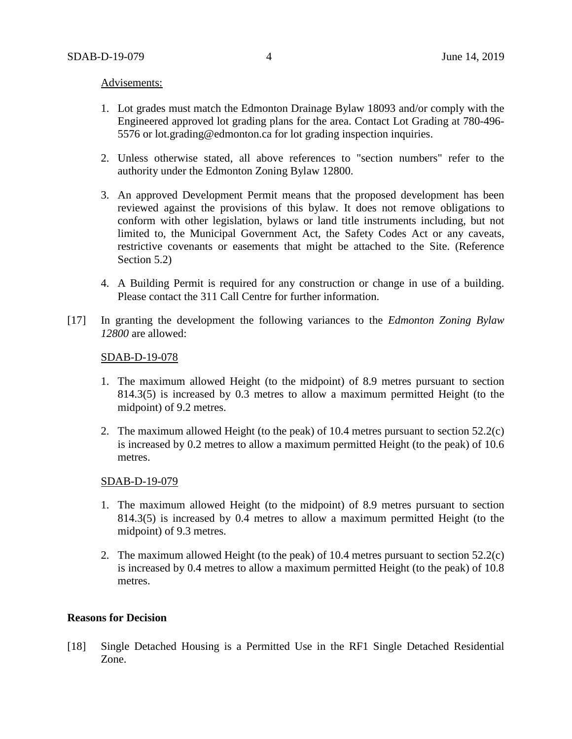Advisements:

1. Lot grades must match the Edmonton Drainage Bylaw 18093 and/or comply with the Engineered approved lot grading plans for the area. Contact Lot Grading at 780-496-5576 or lot.grading@edmonton.ca for lot grading inspection inquiries.

2. Unless otherwise stated, all above references to "section numbers" refer to the authority under the Edmonton Zoning Bylaw 12800.

3. An approved Development Permit means that the proposed development has been reviewed against the provisions of this bylaw. It does not remove obligations to conform with other legislation, bylaws or land title instruments including, but not limited to, the Municipal Government Act, the Safety Codes Act or any caveats, restrictive covenants or easements that might be attached to the Site. (Reference Section 5.2)

4. A Building Permit is required for any construction or change in use of a building. Please contact the 311 Call Centre for further information.

[17] In granting the development the following variances to the *Edmonton Zoning Bylaw 12800* are allowed:

SDAB-D-19-078

1. The maximum allowed Height (to the midpoint) of 8.9 metres pursuant to section 814.3(5) is increased by 0.3 metres to allow a maximum permitted Height (to the midpoint) of 9.2 metres.

2. The maximum allowed Height (to the peak) of 10.4 metres pursuant to section 52.2(c) is increased by 0.2 metres to allow a maximum permitted Height (to the peak) of 10.6 metres.

SDAB-D-19-079

1. The maximum allowed Height (to the midpoint) of 8.9 metres pursuant to section 814.3(5) is increased by 0.4 metres to allow a maximum permitted Height (to the midpoint) of 9.3 metres.

2. The maximum allowed Height (to the peak) of 10.4 metres pursuant to section 52.2(c) is increased by 0.4 metres to allow a maximum permitted Height (to the peak) of 10.8 metres.

**Reasons for Decision**

[18] Single Detached Housing is a Permitted Use in the RF1 Single Detached Residential Zone.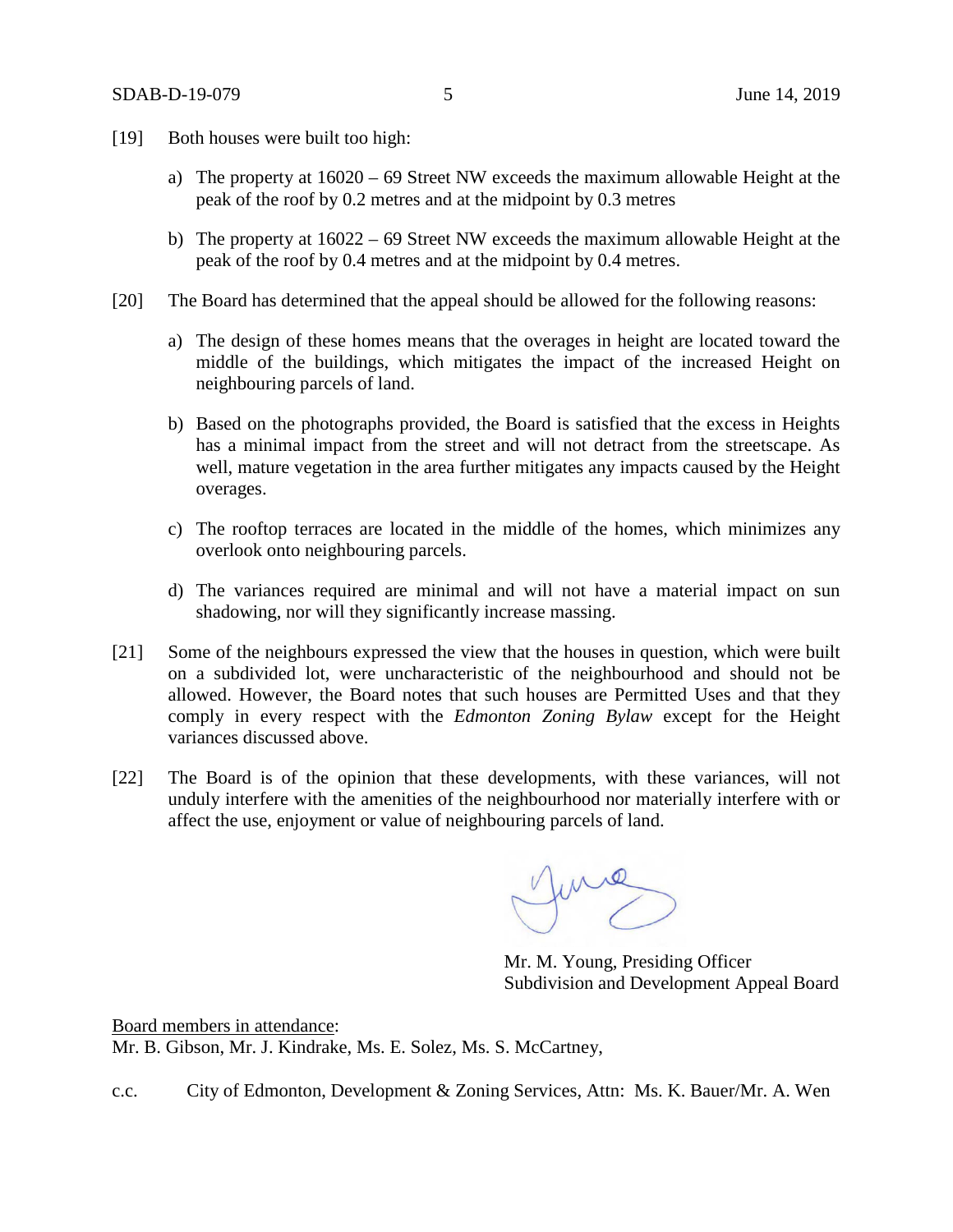[19] Both houses were built too high:

a) The property at 16020 – 69 Street NW exceeds the maximum allowable Height at the peak of the roof by 0.2 metres and at the midpoint by 0.3 metres

b) The property at 16022 – 69 Street NW exceeds the maximum allowable Height at the peak of the roof by 0.4 metres and at the midpoint by 0.4 metres.

[20] The Board has determined that the appeal should be allowed for the following reasons:

a) The design of these homes means that the overages in height are located toward the middle of the buildings, which mitigates the impact of the increased Height on neighbouring parcels of land.

b) Based on the photographs provided, the Board is satisfied that the excess in Heights has a minimal impact from the street and will not detract from the streetscape. As well, mature vegetation in the area further mitigates any impacts caused by the Height overages.

c) The rooftop terraces are located in the middle of the homes, which minimizes any overlook onto neighbouring parcels.

d) The variances required are minimal and will not have a material impact on sun shadowing, nor will they significantly increase massing.

[21] Some of the neighbours expressed the view that the houses in question, which were built on a subdivided lot, were uncharacteristic of the neighbourhood and should not be allowed. However, the Board notes that such houses are Permitted Uses and that they comply in every respect with the *Edmonton Zoning Bylaw* except for the Height variances discussed above.

[22] The Board is of the opinion that these developments, with these variances, will not unduly interfere with the amenities of the neighbourhood nor materially interfere with or affect the use, enjoyment or value of neighbouring parcels of land.

Mr. M. Young, Presiding Officer
Subdivision and Development Appeal Board

Board members in attendance:
Mr. B. Gibson, Mr. J. Kindrake, Ms. E. Solez, Ms. S. McCartney,

c.c. City of Edmonton, Development & Zoning Services, Attn: Ms. K. Bauer/Mr. A. Wen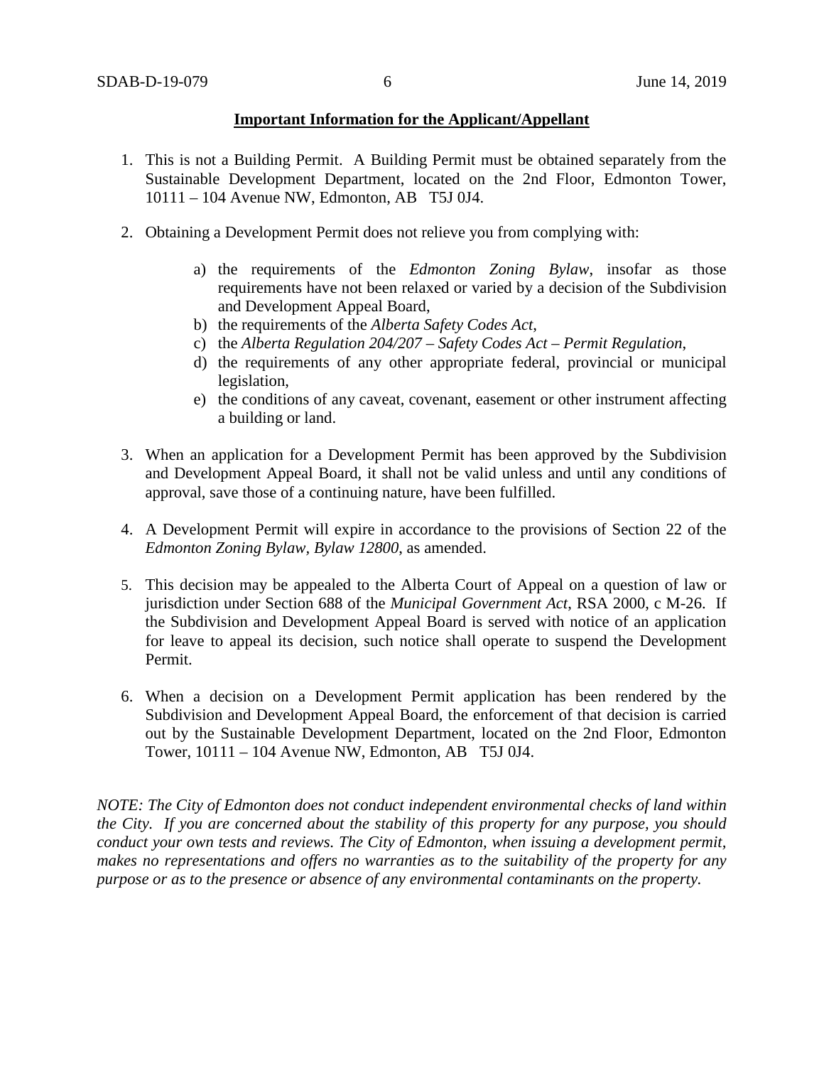**Important Information for the Applicant/Appellant**

1. This is not a Building Permit. A Building Permit must be obtained separately from the Sustainable Development Department, located on the 2nd Floor, Edmonton Tower, 10111 – 104 Avenue NW, Edmonton, AB T5J 0J4.

2. Obtaining a Development Permit does not relieve you from complying with:

   a) the requirements of the *Edmonton Zoning Bylaw*, insofar as those requirements have not been relaxed or varied by a decision of the Subdivision and Development Appeal Board,
   b) the requirements of the *Alberta Safety Codes Act*,
   c) the *Alberta Regulation 204/207 – Safety Codes Act – Permit Regulation*,
   d) the requirements of any other appropriate federal, provincial or municipal legislation,
   e) the conditions of any caveat, covenant, easement or other instrument affecting a building or land.

3. When an application for a Development Permit has been approved by the Subdivision and Development Appeal Board, it shall not be valid unless and until any conditions of approval, save those of a continuing nature, have been fulfilled.

4. A Development Permit will expire in accordance to the provisions of Section 22 of the *Edmonton Zoning Bylaw, Bylaw 12800*, as amended.

5. This decision may be appealed to the Alberta Court of Appeal on a question of law or jurisdiction under Section 688 of the *Municipal Government Act*, RSA 2000, c M-26. If the Subdivision and Development Appeal Board is served with notice of an application for leave to appeal its decision, such notice shall operate to suspend the Development Permit.

6. When a decision on a Development Permit application has been rendered by the Subdivision and Development Appeal Board, the enforcement of that decision is carried out by the Sustainable Development Department, located on the 2nd Floor, Edmonton Tower, 10111 – 104 Avenue NW, Edmonton, AB T5J 0J4.

*NOTE: The City of Edmonton does not conduct independent environmental checks of land within the City. If you are concerned about the stability of this property for any purpose, you should conduct your own tests and reviews. The City of Edmonton, when issuing a development permit, makes no representations and offers no warranties as to the suitability of the property for any purpose or as to the presence or absence of any environmental contaminants on the property.*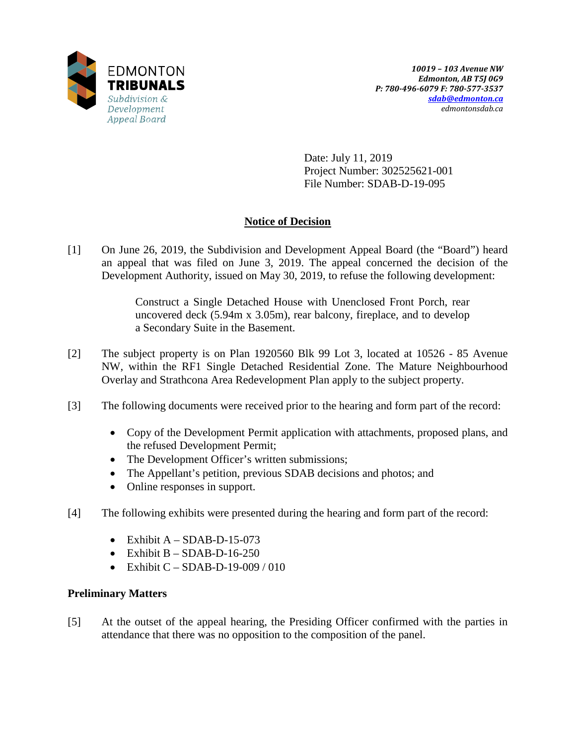EDMONTON **TRIBUNALS**
*Subdivision & Development Appeal Board*

***10019 – 103 Avenue NW***
***Edmonton, AB T5J 0G9***
***P: 780-496-6079 F: 780-577-3537***
***sdab@edmonton.ca***
*edmontonsdab.ca*

Date: July 11, 2019
Project Number: 302525621-001
File Number: SDAB-D-19-095

## Notice of Decision

[1] On June 26, 2019, the Subdivision and Development Appeal Board (the "Board") heard an appeal that was filed on June 3, 2019. The appeal concerned the decision of the Development Authority, issued on May 30, 2019, to refuse the following development:

> Construct a Single Detached House with Unenclosed Front Porch, rear uncovered deck (5.94m x 3.05m), rear balcony, fireplace, and to develop a Secondary Suite in the Basement.

[2] The subject property is on Plan 1920560 Blk 99 Lot 3, located at 10526 - 85 Avenue NW, within the RF1 Single Detached Residential Zone. The Mature Neighbourhood Overlay and Strathcona Area Redevelopment Plan apply to the subject property.

[3] The following documents were received prior to the hearing and form part of the record:

- Copy of the Development Permit application with attachments, proposed plans, and the refused Development Permit;
- The Development Officer's written submissions;
- The Appellant's petition, previous SDAB decisions and photos; and
- Online responses in support.

[4] The following exhibits were presented during the hearing and form part of the record:

- Exhibit A – SDAB-D-15-073
- Exhibit B – SDAB-D-16-250
- Exhibit C – SDAB-D-19-009 / 010

### Preliminary Matters

[5] At the outset of the appeal hearing, the Presiding Officer confirmed with the parties in attendance that there was no opposition to the composition of the panel.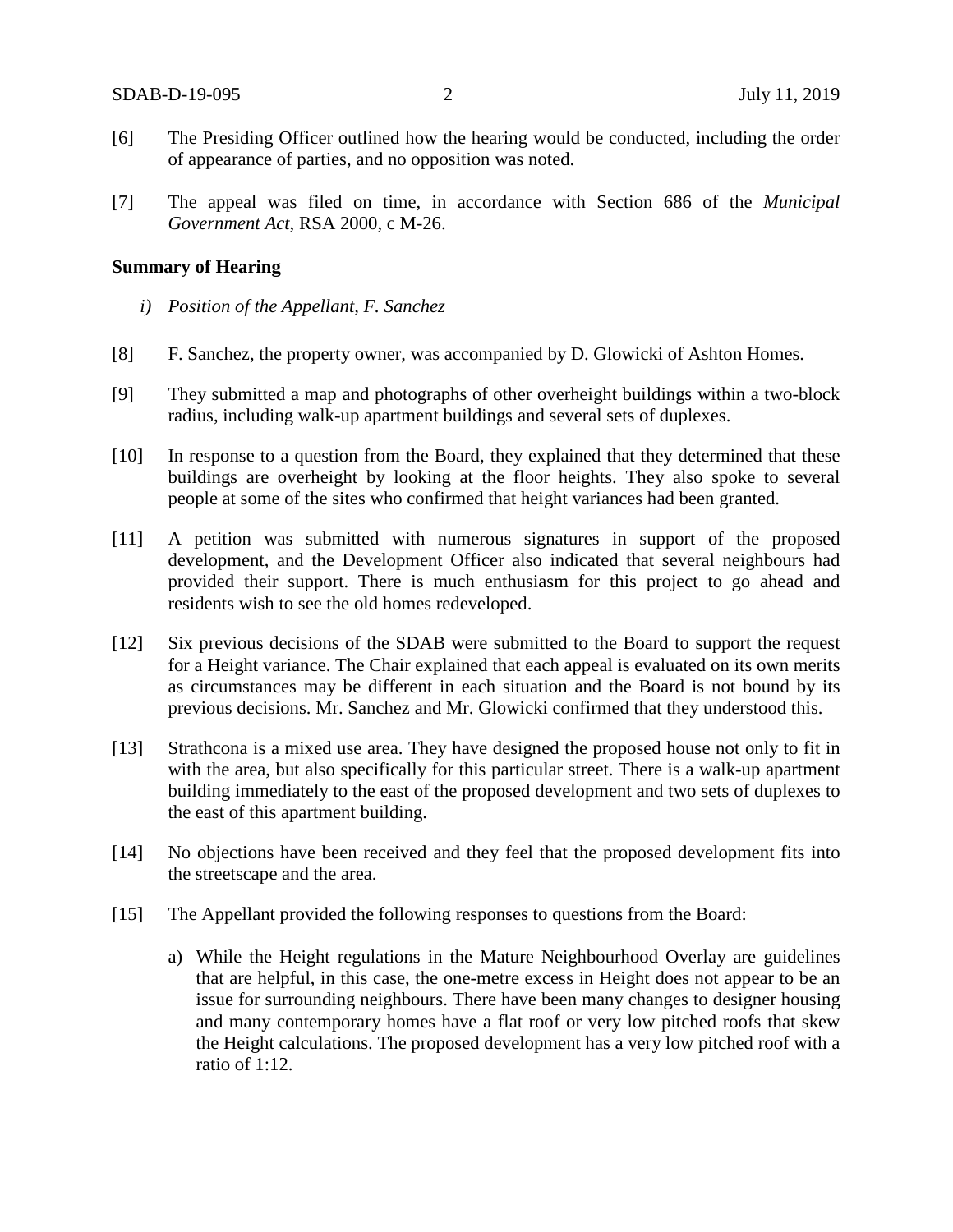[6] The Presiding Officer outlined how the hearing would be conducted, including the order of appearance of parties, and no opposition was noted.

[7] The appeal was filed on time, in accordance with Section 686 of the *Municipal Government Act*, RSA 2000, c M-26.

**Summary of Hearing**

*i) Position of the Appellant, F. Sanchez*

[8] F. Sanchez, the property owner, was accompanied by D. Glowicki of Ashton Homes.

[9] They submitted a map and photographs of other overheight buildings within a two-block radius, including walk-up apartment buildings and several sets of duplexes.

[10] In response to a question from the Board, they explained that they determined that these buildings are overheight by looking at the floor heights. They also spoke to several people at some of the sites who confirmed that height variances had been granted.

[11] A petition was submitted with numerous signatures in support of the proposed development, and the Development Officer also indicated that several neighbours had provided their support. There is much enthusiasm for this project to go ahead and residents wish to see the old homes redeveloped.

[12] Six previous decisions of the SDAB were submitted to the Board to support the request for a Height variance. The Chair explained that each appeal is evaluated on its own merits as circumstances may be different in each situation and the Board is not bound by its previous decisions. Mr. Sanchez and Mr. Glowicki confirmed that they understood this.

[13] Strathcona is a mixed use area. They have designed the proposed house not only to fit in with the area, but also specifically for this particular street. There is a walk-up apartment building immediately to the east of the proposed development and two sets of duplexes to the east of this apartment building.

[14] No objections have been received and they feel that the proposed development fits into the streetscape and the area.

[15] The Appellant provided the following responses to questions from the Board:

a) While the Height regulations in the Mature Neighbourhood Overlay are guidelines that are helpful, in this case, the one-metre excess in Height does not appear to be an issue for surrounding neighbours. There have been many changes to designer housing and many contemporary homes have a flat roof or very low pitched roofs that skew the Height calculations. The proposed development has a very low pitched roof with a ratio of 1:12.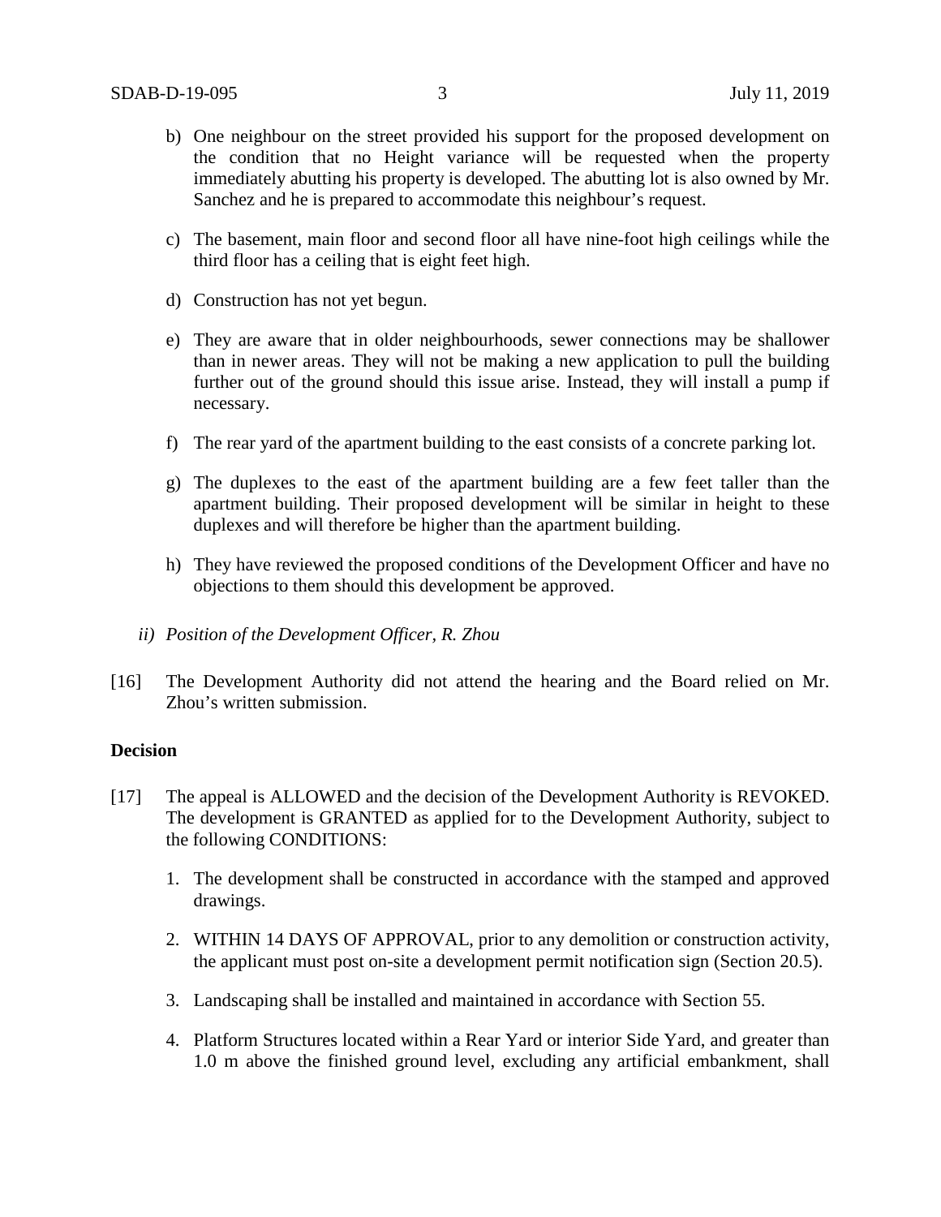b) One neighbour on the street provided his support for the proposed development on the condition that no Height variance will be requested when the property immediately abutting his property is developed. The abutting lot is also owned by Mr. Sanchez and he is prepared to accommodate this neighbour's request.

c) The basement, main floor and second floor all have nine-foot high ceilings while the third floor has a ceiling that is eight feet high.

d) Construction has not yet begun.

e) They are aware that in older neighbourhoods, sewer connections may be shallower than in newer areas. They will not be making a new application to pull the building further out of the ground should this issue arise. Instead, they will install a pump if necessary.

f) The rear yard of the apartment building to the east consists of a concrete parking lot.

g) The duplexes to the east of the apartment building are a few feet taller than the apartment building. Their proposed development will be similar in height to these duplexes and will therefore be higher than the apartment building.

h) They have reviewed the proposed conditions of the Development Officer and have no objections to them should this development be approved.

*ii) Position of the Development Officer, R. Zhou*

[16] The Development Authority did not attend the hearing and the Board relied on Mr. Zhou's written submission.

**Decision**

[17] The appeal is ALLOWED and the decision of the Development Authority is REVOKED. The development is GRANTED as applied for to the Development Authority, subject to the following CONDITIONS:

1. The development shall be constructed in accordance with the stamped and approved drawings.

2. WITHIN 14 DAYS OF APPROVAL, prior to any demolition or construction activity, the applicant must post on-site a development permit notification sign (Section 20.5).

3. Landscaping shall be installed and maintained in accordance with Section 55.

4. Platform Structures located within a Rear Yard or interior Side Yard, and greater than 1.0 m above the finished ground level, excluding any artificial embankment, shall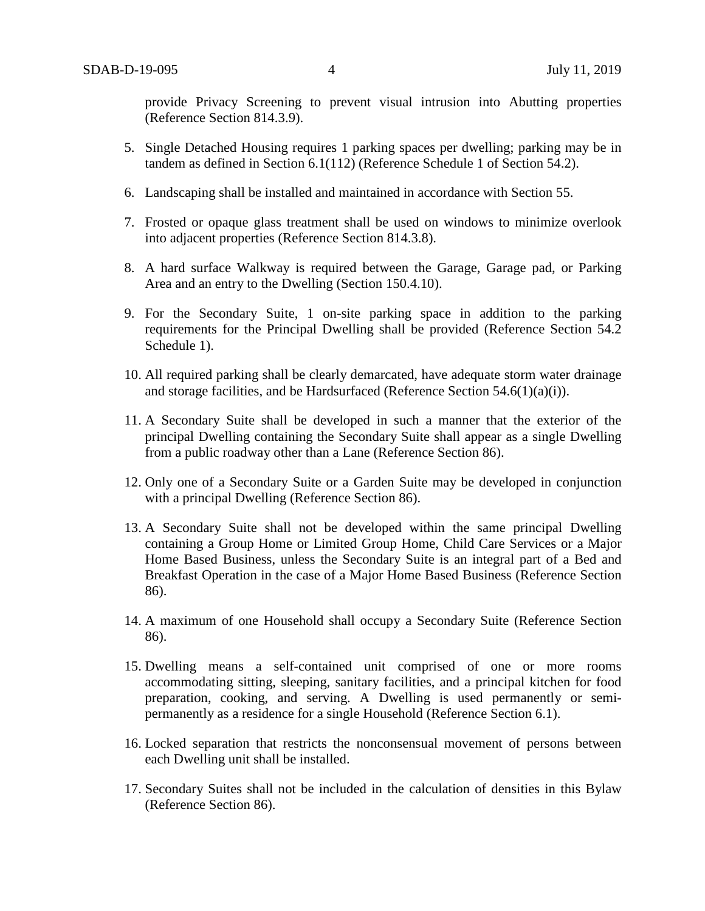provide Privacy Screening to prevent visual intrusion into Abutting properties (Reference Section 814.3.9).

5. Single Detached Housing requires 1 parking spaces per dwelling; parking may be in tandem as defined in Section 6.1(112) (Reference Schedule 1 of Section 54.2).

6. Landscaping shall be installed and maintained in accordance with Section 55.

7. Frosted or opaque glass treatment shall be used on windows to minimize overlook into adjacent properties (Reference Section 814.3.8).

8. A hard surface Walkway is required between the Garage, Garage pad, or Parking Area and an entry to the Dwelling (Section 150.4.10).

9. For the Secondary Suite, 1 on-site parking space in addition to the parking requirements for the Principal Dwelling shall be provided (Reference Section 54.2 Schedule 1).

10. All required parking shall be clearly demarcated, have adequate storm water drainage and storage facilities, and be Hardsurfaced (Reference Section 54.6(1)(a)(i)).

11. A Secondary Suite shall be developed in such a manner that the exterior of the principal Dwelling containing the Secondary Suite shall appear as a single Dwelling from a public roadway other than a Lane (Reference Section 86).

12. Only one of a Secondary Suite or a Garden Suite may be developed in conjunction with a principal Dwelling (Reference Section 86).

13. A Secondary Suite shall not be developed within the same principal Dwelling containing a Group Home or Limited Group Home, Child Care Services or a Major Home Based Business, unless the Secondary Suite is an integral part of a Bed and Breakfast Operation in the case of a Major Home Based Business (Reference Section 86).

14. A maximum of one Household shall occupy a Secondary Suite (Reference Section 86).

15. Dwelling means a self-contained unit comprised of one or more rooms accommodating sitting, sleeping, sanitary facilities, and a principal kitchen for food preparation, cooking, and serving. A Dwelling is used permanently or semi-permanently as a residence for a single Household (Reference Section 6.1).

16. Locked separation that restricts the nonconsensual movement of persons between each Dwelling unit shall be installed.

17. Secondary Suites shall not be included in the calculation of densities in this Bylaw (Reference Section 86).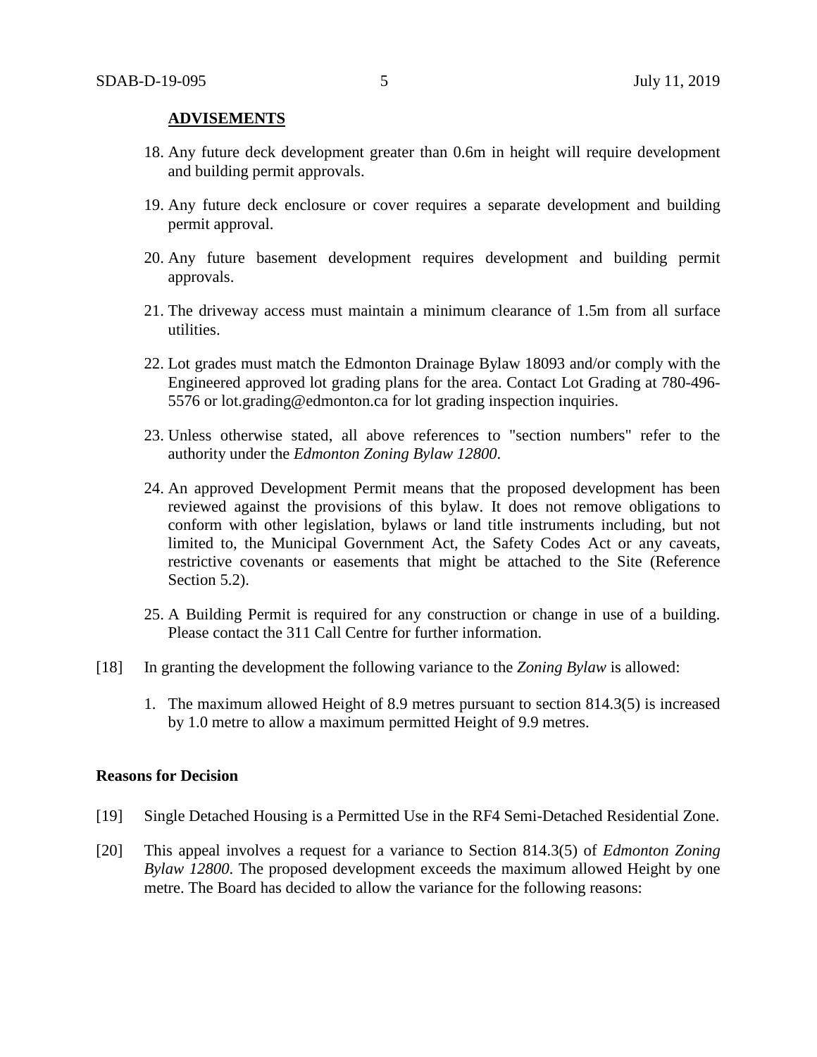**ADVISEMENTS**

18. Any future deck development greater than 0.6m in height will require development and building permit approvals.

19. Any future deck enclosure or cover requires a separate development and building permit approval.

20. Any future basement development requires development and building permit approvals.

21. The driveway access must maintain a minimum clearance of 1.5m from all surface utilities.

22. Lot grades must match the Edmonton Drainage Bylaw 18093 and/or comply with the Engineered approved lot grading plans for the area. Contact Lot Grading at 780-496-5576 or lot.grading@edmonton.ca for lot grading inspection inquiries.

23. Unless otherwise stated, all above references to "section numbers" refer to the authority under the *Edmonton Zoning Bylaw 12800*.

24. An approved Development Permit means that the proposed development has been reviewed against the provisions of this bylaw. It does not remove obligations to conform with other legislation, bylaws or land title instruments including, but not limited to, the Municipal Government Act, the Safety Codes Act or any caveats, restrictive covenants or easements that might be attached to the Site (Reference Section 5.2).

25. A Building Permit is required for any construction or change in use of a building. Please contact the 311 Call Centre for further information.

[18] In granting the development the following variance to the *Zoning Bylaw* is allowed:

1. The maximum allowed Height of 8.9 metres pursuant to section 814.3(5) is increased by 1.0 metre to allow a maximum permitted Height of 9.9 metres.

**Reasons for Decision**

[19] Single Detached Housing is a Permitted Use in the RF4 Semi-Detached Residential Zone.

[20] This appeal involves a request for a variance to Section 814.3(5) of *Edmonton Zoning Bylaw 12800*. The proposed development exceeds the maximum allowed Height by one metre. The Board has decided to allow the variance for the following reasons: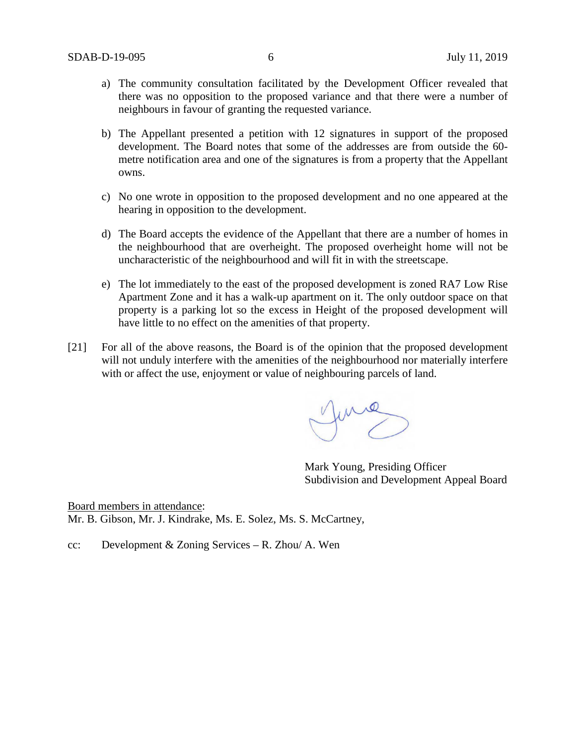a) The community consultation facilitated by the Development Officer revealed that there was no opposition to the proposed variance and that there were a number of neighbours in favour of granting the requested variance.

b) The Appellant presented a petition with 12 signatures in support of the proposed development. The Board notes that some of the addresses are from outside the 60-metre notification area and one of the signatures is from a property that the Appellant owns.

c) No one wrote in opposition to the proposed development and no one appeared at the hearing in opposition to the development.

d) The Board accepts the evidence of the Appellant that there are a number of homes in the neighbourhood that are overheight. The proposed overheight home will not be uncharacteristic of the neighbourhood and will fit in with the streetscape.

e) The lot immediately to the east of the proposed development is zoned RA7 Low Rise Apartment Zone and it has a walk-up apartment on it. The only outdoor space on that property is a parking lot so the excess in Height of the proposed development will have little to no effect on the amenities of that property.

[21] For all of the above reasons, the Board is of the opinion that the proposed development will not unduly interfere with the amenities of the neighbourhood nor materially interfere with or affect the use, enjoyment or value of neighbouring parcels of land.

Mark Young, Presiding Officer
Subdivision and Development Appeal Board

<u>Board members in attendance</u>:
Mr. B. Gibson, Mr. J. Kindrake, Ms. E. Solez, Ms. S. McCartney,

cc: Development & Zoning Services – R. Zhou/ A. Wen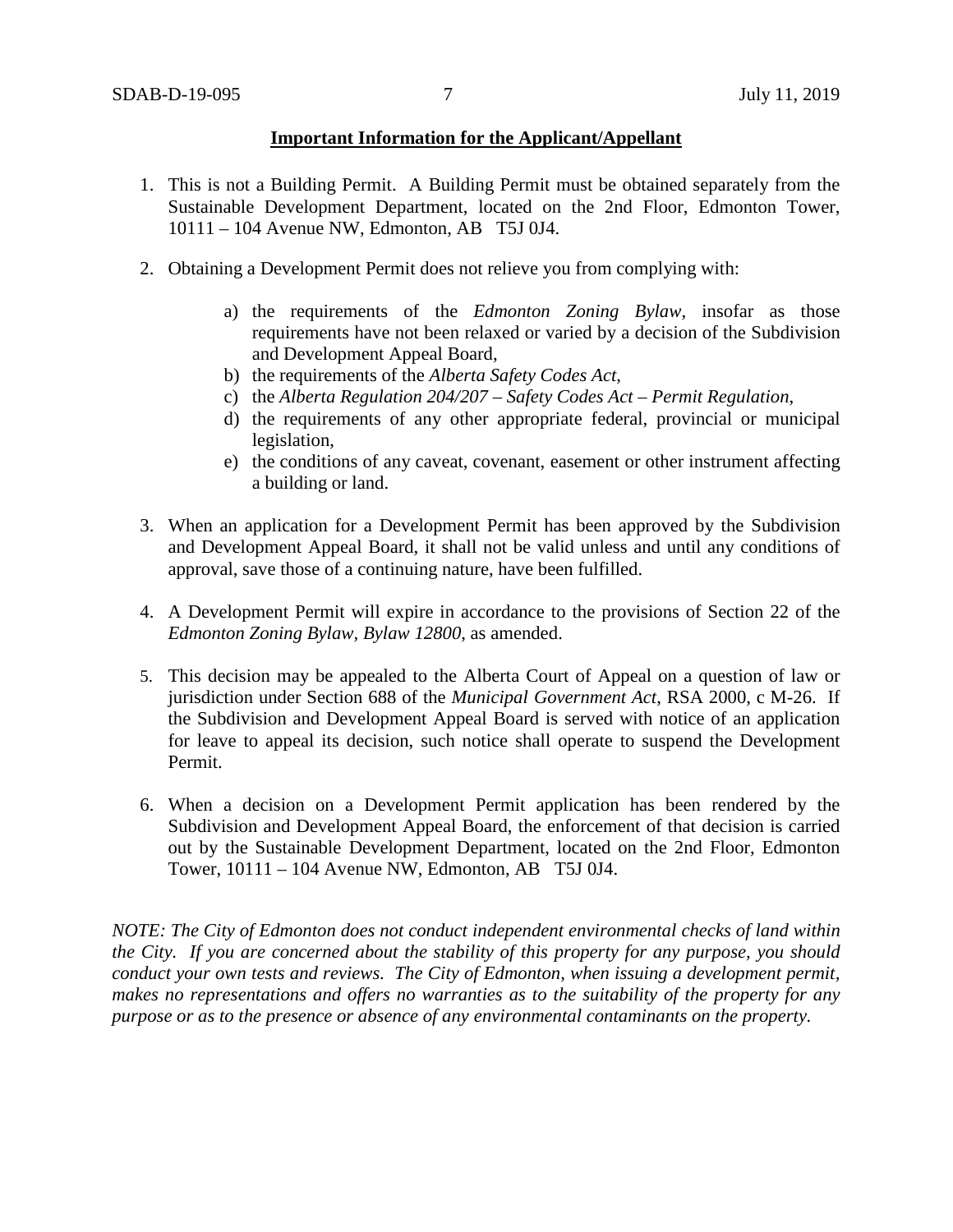**Important Information for the Applicant/Appellant**

1. This is not a Building Permit. A Building Permit must be obtained separately from the Sustainable Development Department, located on the 2nd Floor, Edmonton Tower, 10111 – 104 Avenue NW, Edmonton, AB T5J 0J4.

2. Obtaining a Development Permit does not relieve you from complying with:

   a) the requirements of the *Edmonton Zoning Bylaw*, insofar as those requirements have not been relaxed or varied by a decision of the Subdivision and Development Appeal Board,
   b) the requirements of the *Alberta Safety Codes Act*,
   c) the *Alberta Regulation 204/207 – Safety Codes Act – Permit Regulation*,
   d) the requirements of any other appropriate federal, provincial or municipal legislation,
   e) the conditions of any caveat, covenant, easement or other instrument affecting a building or land.

3. When an application for a Development Permit has been approved by the Subdivision and Development Appeal Board, it shall not be valid unless and until any conditions of approval, save those of a continuing nature, have been fulfilled.

4. A Development Permit will expire in accordance to the provisions of Section 22 of the *Edmonton Zoning Bylaw, Bylaw 12800*, as amended.

5. This decision may be appealed to the Alberta Court of Appeal on a question of law or jurisdiction under Section 688 of the *Municipal Government Act*, RSA 2000, c M-26. If the Subdivision and Development Appeal Board is served with notice of an application for leave to appeal its decision, such notice shall operate to suspend the Development Permit.

6. When a decision on a Development Permit application has been rendered by the Subdivision and Development Appeal Board, the enforcement of that decision is carried out by the Sustainable Development Department, located on the 2nd Floor, Edmonton Tower, 10111 – 104 Avenue NW, Edmonton, AB T5J 0J4.

*NOTE: The City of Edmonton does not conduct independent environmental checks of land within the City. If you are concerned about the stability of this property for any purpose, you should conduct your own tests and reviews. The City of Edmonton, when issuing a development permit, makes no representations and offers no warranties as to the suitability of the property for any purpose or as to the presence or absence of any environmental contaminants on the property.*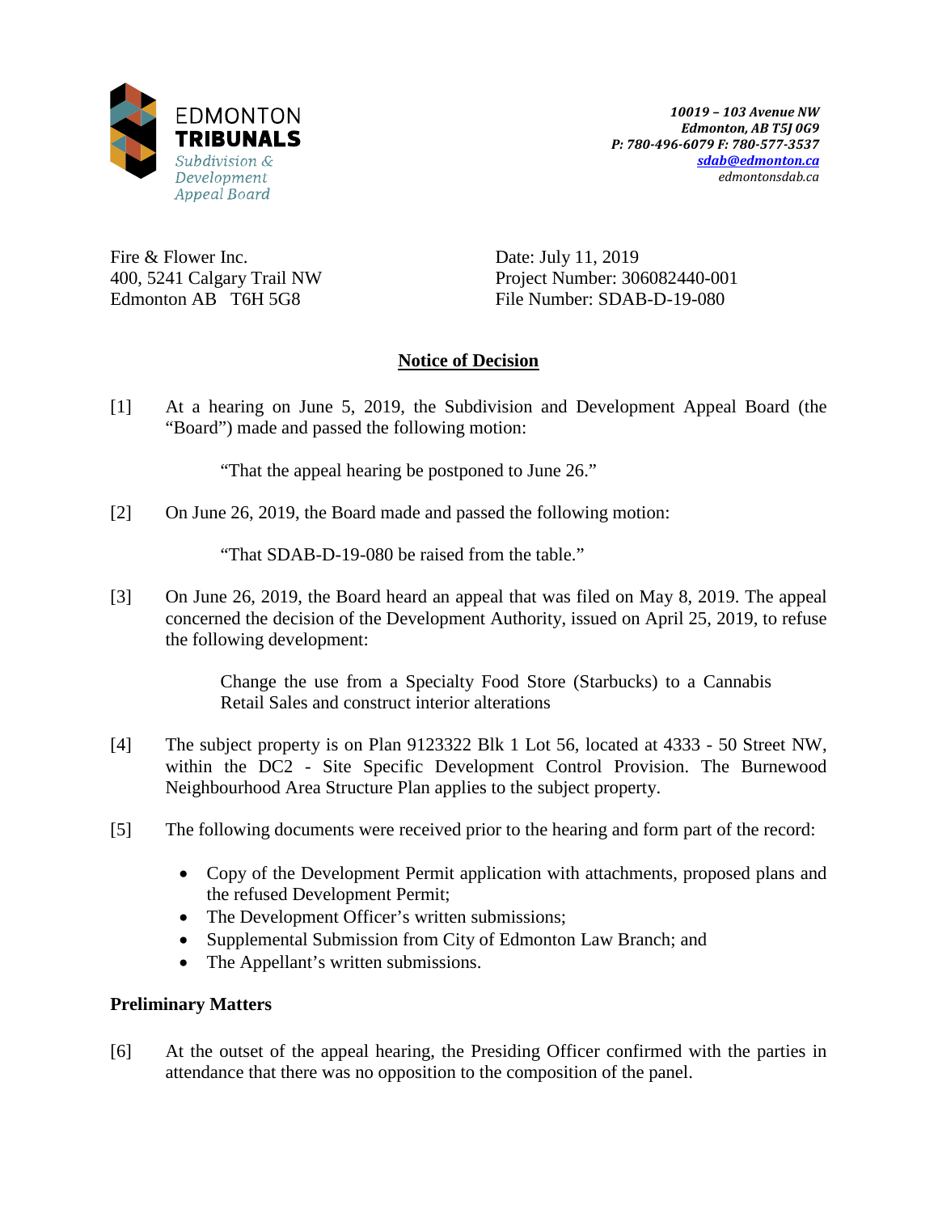EDMONTON
**TRIBUNALS**
*Subdivision & Development Appeal Board*

***10019 – 103 Avenue NW***
***Edmonton, AB T5J 0G9***
***P: 780-496-6079 F: 780-577-3537***
***sdab@edmonton.ca***
*edmontonsdab.ca*

Fire & Flower Inc.
400, 5241 Calgary Trail NW
Edmonton AB T6H 5G8

Date: July 11, 2019
Project Number: 306082440-001
File Number: SDAB-D-19-080

## Notice of Decision

[1] At a hearing on June 5, 2019, the Subdivision and Development Appeal Board (the "Board") made and passed the following motion:

> "That the appeal hearing be postponed to June 26."

[2] On June 26, 2019, the Board made and passed the following motion:

> "That SDAB-D-19-080 be raised from the table."

[3] On June 26, 2019, the Board heard an appeal that was filed on May 8, 2019. The appeal concerned the decision of the Development Authority, issued on April 25, 2019, to refuse the following development:

> Change the use from a Specialty Food Store (Starbucks) to a Cannabis Retail Sales and construct interior alterations

[4] The subject property is on Plan 9123322 Blk 1 Lot 56, located at 4333 - 50 Street NW, within the DC2 - Site Specific Development Control Provision. The Burnewood Neighbourhood Area Structure Plan applies to the subject property.

[5] The following documents were received prior to the hearing and form part of the record:

- Copy of the Development Permit application with attachments, proposed plans and the refused Development Permit;
- The Development Officer's written submissions;
- Supplemental Submission from City of Edmonton Law Branch; and
- The Appellant's written submissions.

### Preliminary Matters

[6] At the outset of the appeal hearing, the Presiding Officer confirmed with the parties in attendance that there was no opposition to the composition of the panel.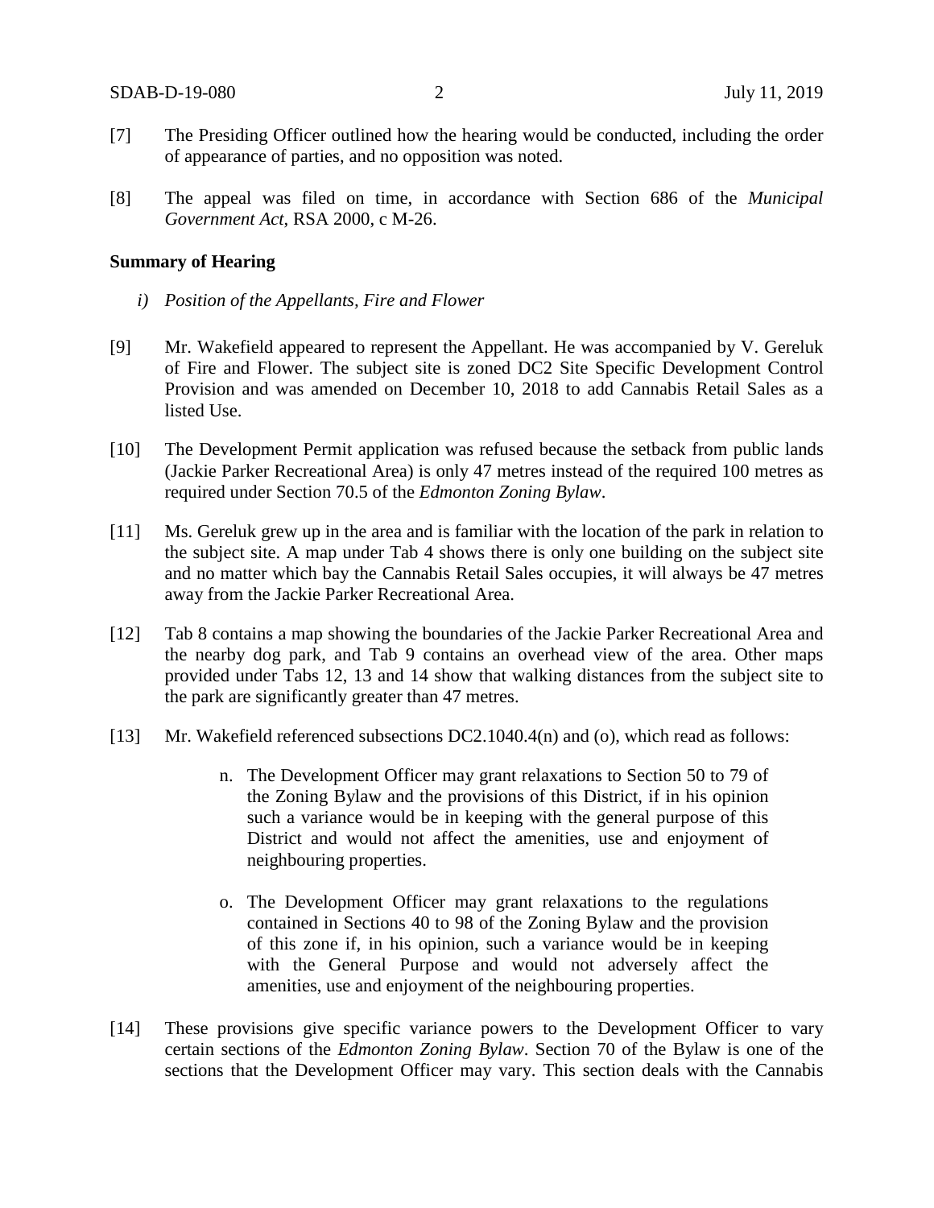[7] The Presiding Officer outlined how the hearing would be conducted, including the order of appearance of parties, and no opposition was noted.

[8] The appeal was filed on time, in accordance with Section 686 of the *Municipal Government Act*, RSA 2000, c M-26.

**Summary of Hearing**

*i) Position of the Appellants, Fire and Flower*

[9] Mr. Wakefield appeared to represent the Appellant. He was accompanied by V. Gereluk of Fire and Flower. The subject site is zoned DC2 Site Specific Development Control Provision and was amended on December 10, 2018 to add Cannabis Retail Sales as a listed Use.

[10] The Development Permit application was refused because the setback from public lands (Jackie Parker Recreational Area) is only 47 metres instead of the required 100 metres as required under Section 70.5 of the *Edmonton Zoning Bylaw*.

[11] Ms. Gereluk grew up in the area and is familiar with the location of the park in relation to the subject site. A map under Tab 4 shows there is only one building on the subject site and no matter which bay the Cannabis Retail Sales occupies, it will always be 47 metres away from the Jackie Parker Recreational Area.

[12] Tab 8 contains a map showing the boundaries of the Jackie Parker Recreational Area and the nearby dog park, and Tab 9 contains an overhead view of the area. Other maps provided under Tabs 12, 13 and 14 show that walking distances from the subject site to the park are significantly greater than 47 metres.

[13] Mr. Wakefield referenced subsections DC2.1040.4(n) and (o), which read as follows:

> n. The Development Officer may grant relaxations to Section 50 to 79 of the Zoning Bylaw and the provisions of this District, if in his opinion such a variance would be in keeping with the general purpose of this District and would not affect the amenities, use and enjoyment of neighbouring properties.
>
> o. The Development Officer may grant relaxations to the regulations contained in Sections 40 to 98 of the Zoning Bylaw and the provision of this zone if, in his opinion, such a variance would be in keeping with the General Purpose and would not adversely affect the amenities, use and enjoyment of the neighbouring properties.

[14] These provisions give specific variance powers to the Development Officer to vary certain sections of the *Edmonton Zoning Bylaw*. Section 70 of the Bylaw is one of the sections that the Development Officer may vary. This section deals with the Cannabis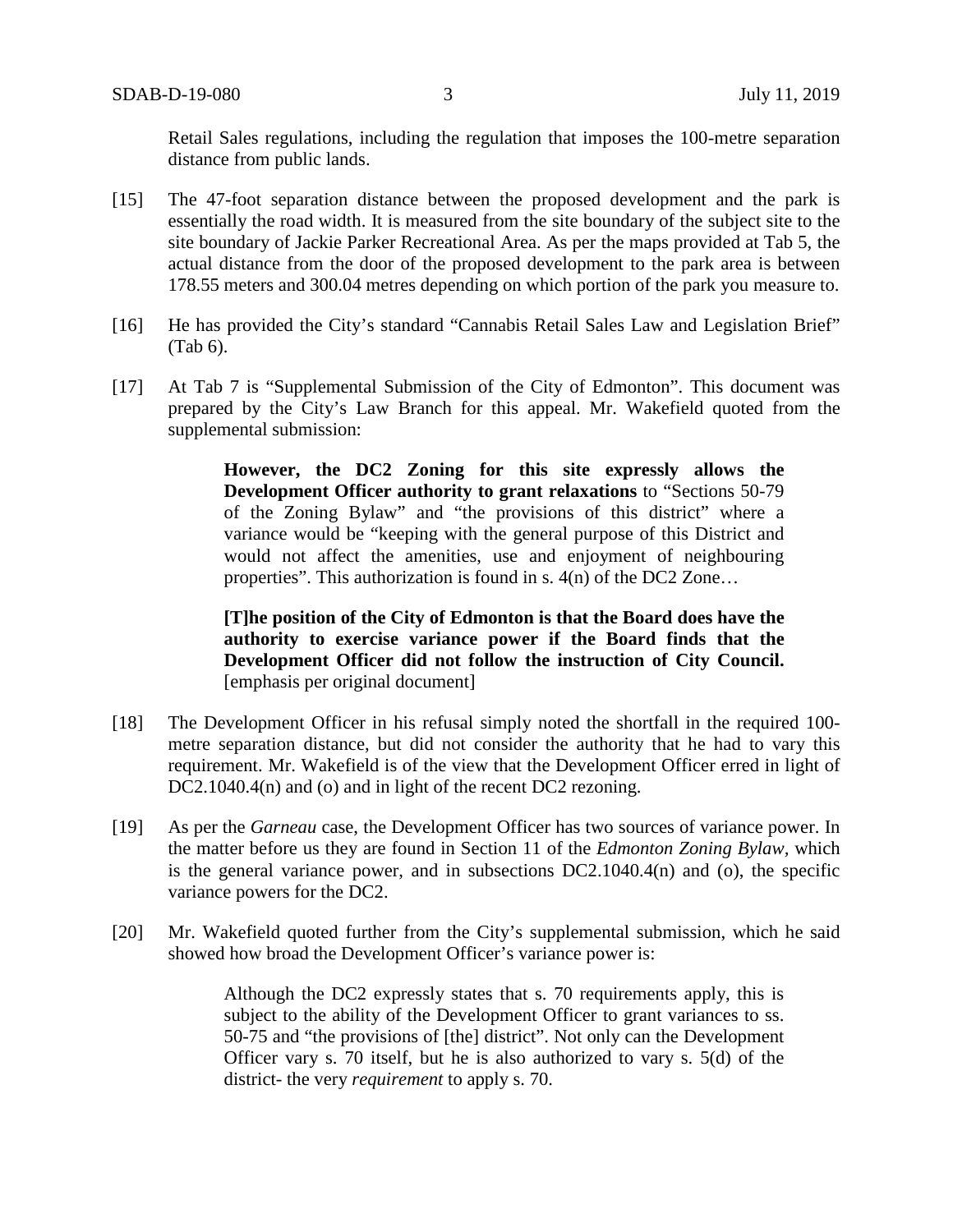Retail Sales regulations, including the regulation that imposes the 100-metre separation distance from public lands.

[15] The 47-foot separation distance between the proposed development and the park is essentially the road width. It is measured from the site boundary of the subject site to the site boundary of Jackie Parker Recreational Area. As per the maps provided at Tab 5, the actual distance from the door of the proposed development to the park area is between 178.55 meters and 300.04 metres depending on which portion of the park you measure to.

[16] He has provided the City's standard "Cannabis Retail Sales Law and Legislation Brief" (Tab 6).

[17] At Tab 7 is "Supplemental Submission of the City of Edmonton". This document was prepared by the City's Law Branch for this appeal. Mr. Wakefield quoted from the supplemental submission:

> **However, the DC2 Zoning for this site expressly allows the Development Officer authority to grant relaxations** to "Sections 50-79 of the Zoning Bylaw" and "the provisions of this district" where a variance would be "keeping with the general purpose of this District and would not affect the amenities, use and enjoyment of neighbouring properties". This authorization is found in s. 4(n) of the DC2 Zone…
>
> **[T]he position of the City of Edmonton is that the Board does have the authority to exercise variance power if the Board finds that the Development Officer did not follow the instruction of City Council.** [emphasis per original document]

[18] The Development Officer in his refusal simply noted the shortfall in the required 100-metre separation distance, but did not consider the authority that he had to vary this requirement. Mr. Wakefield is of the view that the Development Officer erred in light of DC2.1040.4(n) and (o) and in light of the recent DC2 rezoning.

[19] As per the *Garneau* case, the Development Officer has two sources of variance power. In the matter before us they are found in Section 11 of the *Edmonton Zoning Bylaw*, which is the general variance power, and in subsections DC2.1040.4(n) and (o), the specific variance powers for the DC2.

[20] Mr. Wakefield quoted further from the City's supplemental submission, which he said showed how broad the Development Officer's variance power is:

> Although the DC2 expressly states that s. 70 requirements apply, this is subject to the ability of the Development Officer to grant variances to ss. 50-75 and "the provisions of [the] district". Not only can the Development Officer vary s. 70 itself, but he is also authorized to vary s. 5(d) of the district- the very *requirement* to apply s. 70.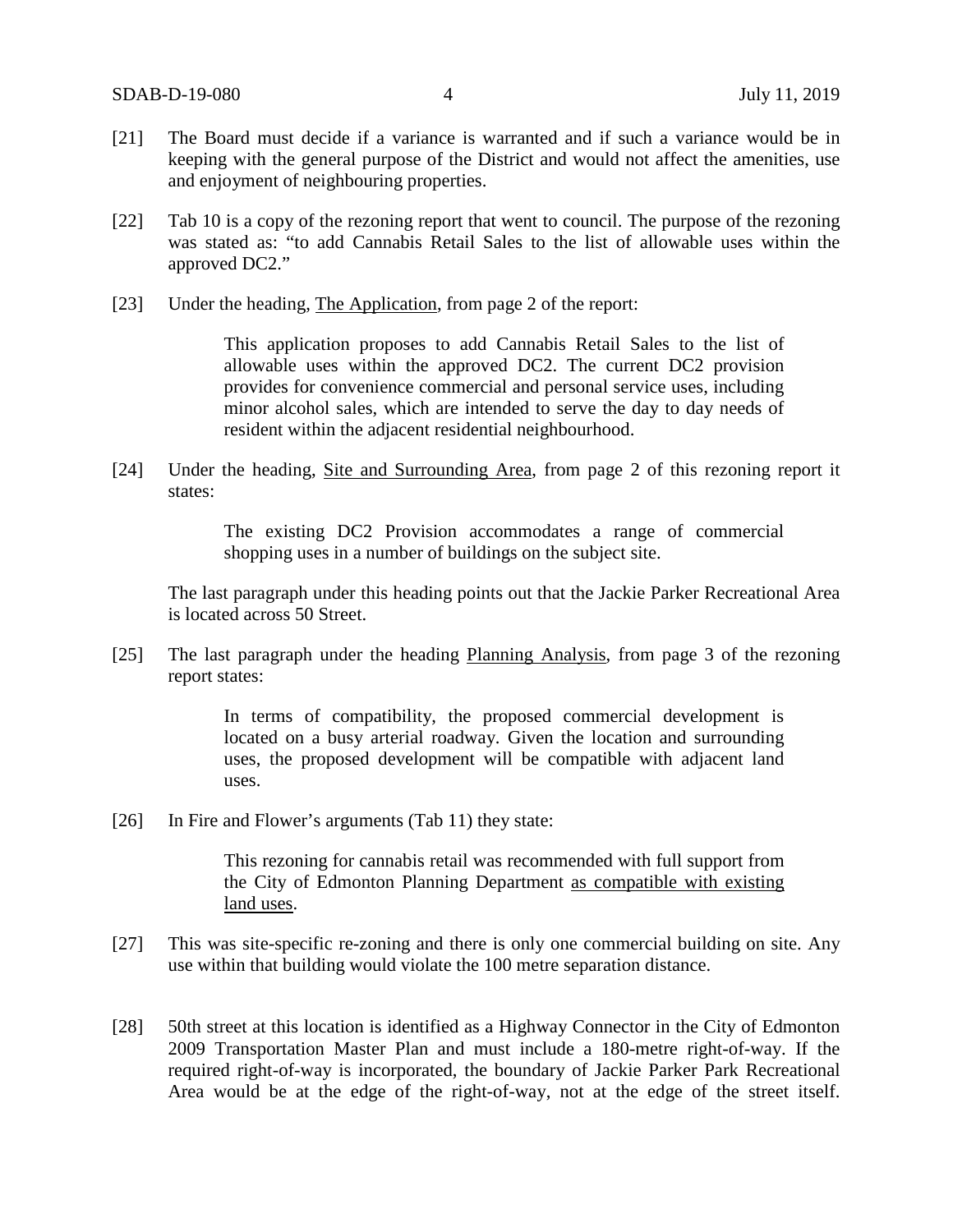[21] The Board must decide if a variance is warranted and if such a variance would be in keeping with the general purpose of the District and would not affect the amenities, use and enjoyment of neighbouring properties.

[22] Tab 10 is a copy of the rezoning report that went to council. The purpose of the rezoning was stated as: "to add Cannabis Retail Sales to the list of allowable uses within the approved DC2."

[23] Under the heading, The Application, from page 2 of the report:

> This application proposes to add Cannabis Retail Sales to the list of allowable uses within the approved DC2. The current DC2 provision provides for convenience commercial and personal service uses, including minor alcohol sales, which are intended to serve the day to day needs of resident within the adjacent residential neighbourhood.

[24] Under the heading, Site and Surrounding Area, from page 2 of this rezoning report it states:

> The existing DC2 Provision accommodates a range of commercial shopping uses in a number of buildings on the subject site.

The last paragraph under this heading points out that the Jackie Parker Recreational Area is located across 50 Street.

[25] The last paragraph under the heading Planning Analysis, from page 3 of the rezoning report states:

> In terms of compatibility, the proposed commercial development is located on a busy arterial roadway. Given the location and surrounding uses, the proposed development will be compatible with adjacent land uses.

[26] In Fire and Flower's arguments (Tab 11) they state:

> This rezoning for cannabis retail was recommended with full support from the City of Edmonton Planning Department as compatible with existing land uses.

[27] This was site-specific re-zoning and there is only one commercial building on site. Any use within that building would violate the 100 metre separation distance.

[28] 50th street at this location is identified as a Highway Connector in the City of Edmonton 2009 Transportation Master Plan and must include a 180-metre right-of-way. If the required right-of-way is incorporated, the boundary of Jackie Parker Park Recreational Area would be at the edge of the right-of-way, not at the edge of the street itself.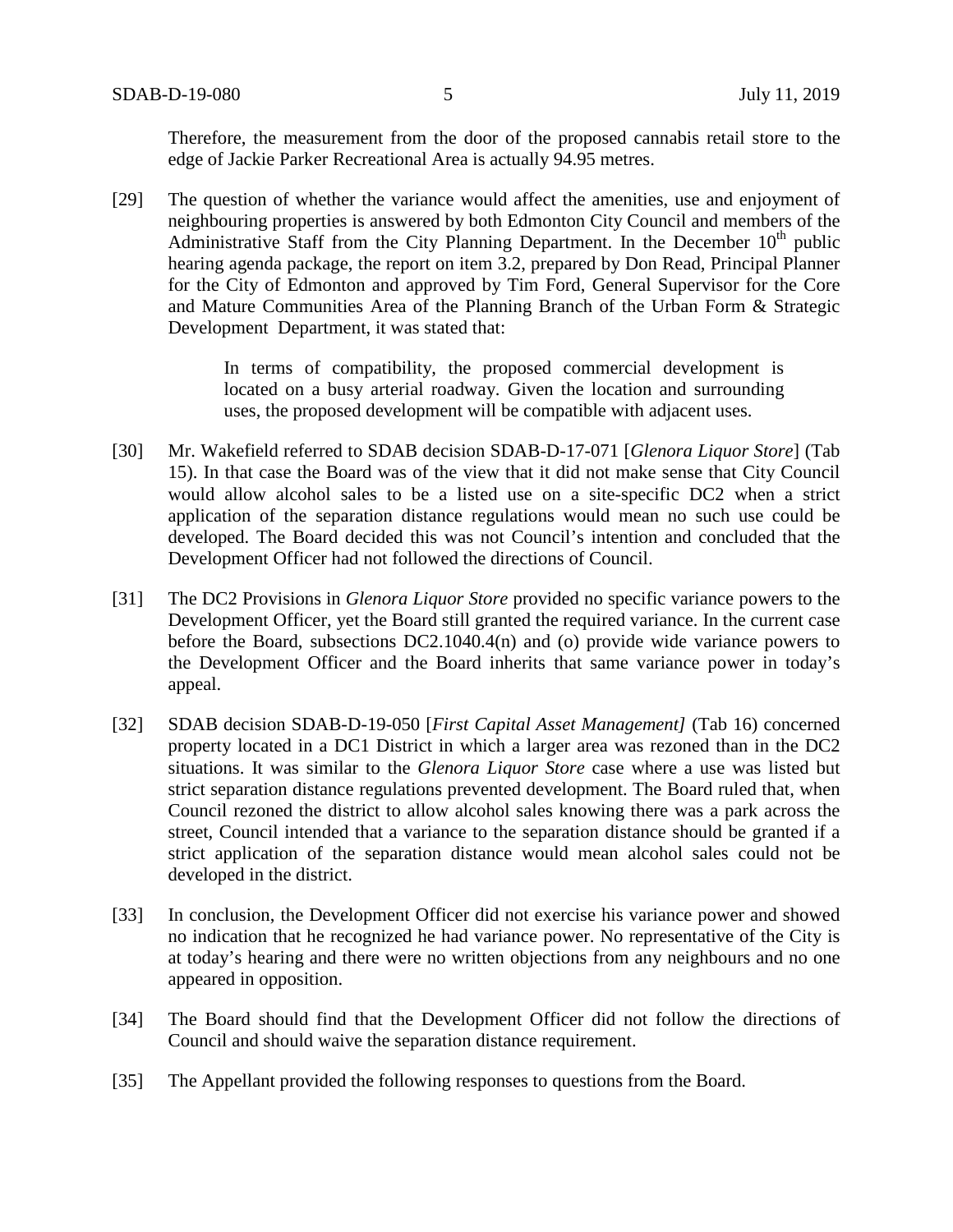Therefore, the measurement from the door of the proposed cannabis retail store to the edge of Jackie Parker Recreational Area is actually 94.95 metres.

[29] The question of whether the variance would affect the amenities, use and enjoyment of neighbouring properties is answered by both Edmonton City Council and members of the Administrative Staff from the City Planning Department. In the December 10th public hearing agenda package, the report on item 3.2, prepared by Don Read, Principal Planner for the City of Edmonton and approved by Tim Ford, General Supervisor for the Core and Mature Communities Area of the Planning Branch of the Urban Form & Strategic Development Department, it was stated that:

> In terms of compatibility, the proposed commercial development is located on a busy arterial roadway. Given the location and surrounding uses, the proposed development will be compatible with adjacent uses.

[30] Mr. Wakefield referred to SDAB decision SDAB-D-17-071 [*Glenora Liquor Store*] (Tab 15). In that case the Board was of the view that it did not make sense that City Council would allow alcohol sales to be a listed use on a site-specific DC2 when a strict application of the separation distance regulations would mean no such use could be developed. The Board decided this was not Council's intention and concluded that the Development Officer had not followed the directions of Council.

[31] The DC2 Provisions in *Glenora Liquor Store* provided no specific variance powers to the Development Officer, yet the Board still granted the required variance. In the current case before the Board, subsections DC2.1040.4(n) and (o) provide wide variance powers to the Development Officer and the Board inherits that same variance power in today's appeal.

[32] SDAB decision SDAB-D-19-050 [*First Capital Asset Management]* (Tab 16) concerned property located in a DC1 District in which a larger area was rezoned than in the DC2 situations. It was similar to the *Glenora Liquor Store* case where a use was listed but strict separation distance regulations prevented development. The Board ruled that, when Council rezoned the district to allow alcohol sales knowing there was a park across the street, Council intended that a variance to the separation distance should be granted if a strict application of the separation distance would mean alcohol sales could not be developed in the district.

[33] In conclusion, the Development Officer did not exercise his variance power and showed no indication that he recognized he had variance power. No representative of the City is at today's hearing and there were no written objections from any neighbours and no one appeared in opposition.

[34] The Board should find that the Development Officer did not follow the directions of Council and should waive the separation distance requirement.

[35] The Appellant provided the following responses to questions from the Board.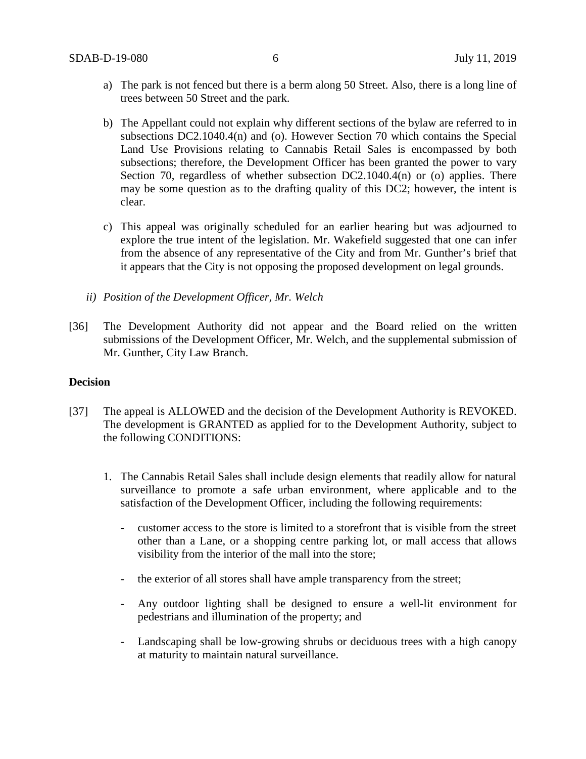a) The park is not fenced but there is a berm along 50 Street. Also, there is a long line of trees between 50 Street and the park.

b) The Appellant could not explain why different sections of the bylaw are referred to in subsections DC2.1040.4(n) and (o). However Section 70 which contains the Special Land Use Provisions relating to Cannabis Retail Sales is encompassed by both subsections; therefore, the Development Officer has been granted the power to vary Section 70, regardless of whether subsection DC2.1040.4(n) or (o) applies. There may be some question as to the drafting quality of this DC2; however, the intent is clear.

c) This appeal was originally scheduled for an earlier hearing but was adjourned to explore the true intent of the legislation. Mr. Wakefield suggested that one can infer from the absence of any representative of the City and from Mr. Gunther's brief that it appears that the City is not opposing the proposed development on legal grounds.

*ii) Position of the Development Officer, Mr. Welch*

[36] The Development Authority did not appear and the Board relied on the written submissions of the Development Officer, Mr. Welch, and the supplemental submission of Mr. Gunther, City Law Branch.

**Decision**

[37] The appeal is ALLOWED and the decision of the Development Authority is REVOKED. The development is GRANTED as applied for to the Development Authority, subject to the following CONDITIONS:

1. The Cannabis Retail Sales shall include design elements that readily allow for natural surveillance to promote a safe urban environment, where applicable and to the satisfaction of the Development Officer, including the following requirements:

   - customer access to the store is limited to a storefront that is visible from the street other than a Lane, or a shopping centre parking lot, or mall access that allows visibility from the interior of the mall into the store;

   - the exterior of all stores shall have ample transparency from the street;

   - Any outdoor lighting shall be designed to ensure a well-lit environment for pedestrians and illumination of the property; and

   - Landscaping shall be low-growing shrubs or deciduous trees with a high canopy at maturity to maintain natural surveillance.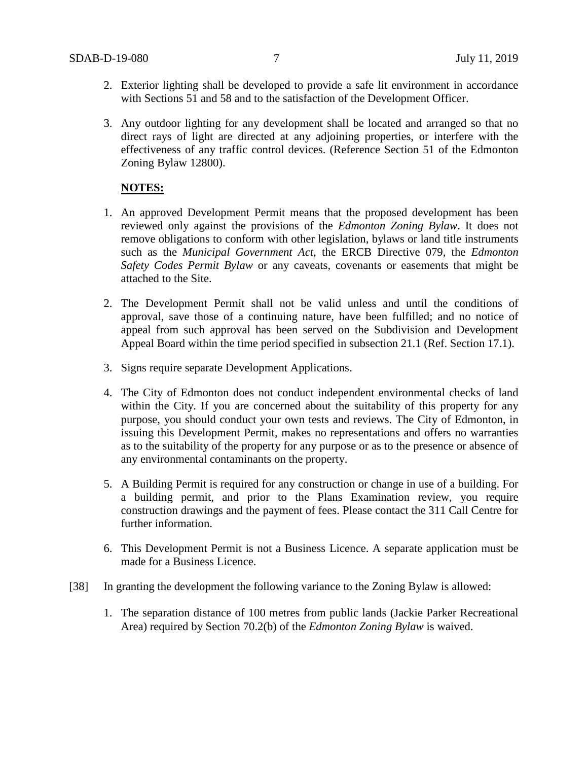2. Exterior lighting shall be developed to provide a safe lit environment in accordance with Sections 51 and 58 and to the satisfaction of the Development Officer.

3. Any outdoor lighting for any development shall be located and arranged so that no direct rays of light are directed at any adjoining properties, or interfere with the effectiveness of any traffic control devices. (Reference Section 51 of the Edmonton Zoning Bylaw 12800).

**NOTES:**

1. An approved Development Permit means that the proposed development has been reviewed only against the provisions of the *Edmonton Zoning Bylaw*. It does not remove obligations to conform with other legislation, bylaws or land title instruments such as the *Municipal Government Act*, the ERCB Directive 079, the *Edmonton Safety Codes Permit Bylaw* or any caveats, covenants or easements that might be attached to the Site.

2. The Development Permit shall not be valid unless and until the conditions of approval, save those of a continuing nature, have been fulfilled; and no notice of appeal from such approval has been served on the Subdivision and Development Appeal Board within the time period specified in subsection 21.1 (Ref. Section 17.1).

3. Signs require separate Development Applications.

4. The City of Edmonton does not conduct independent environmental checks of land within the City. If you are concerned about the suitability of this property for any purpose, you should conduct your own tests and reviews. The City of Edmonton, in issuing this Development Permit, makes no representations and offers no warranties as to the suitability of the property for any purpose or as to the presence or absence of any environmental contaminants on the property.

5. A Building Permit is required for any construction or change in use of a building. For a building permit, and prior to the Plans Examination review, you require construction drawings and the payment of fees. Please contact the 311 Call Centre for further information.

6. This Development Permit is not a Business Licence. A separate application must be made for a Business Licence.

[38] In granting the development the following variance to the Zoning Bylaw is allowed:

1. The separation distance of 100 metres from public lands (Jackie Parker Recreational Area) required by Section 70.2(b) of the *Edmonton Zoning Bylaw* is waived.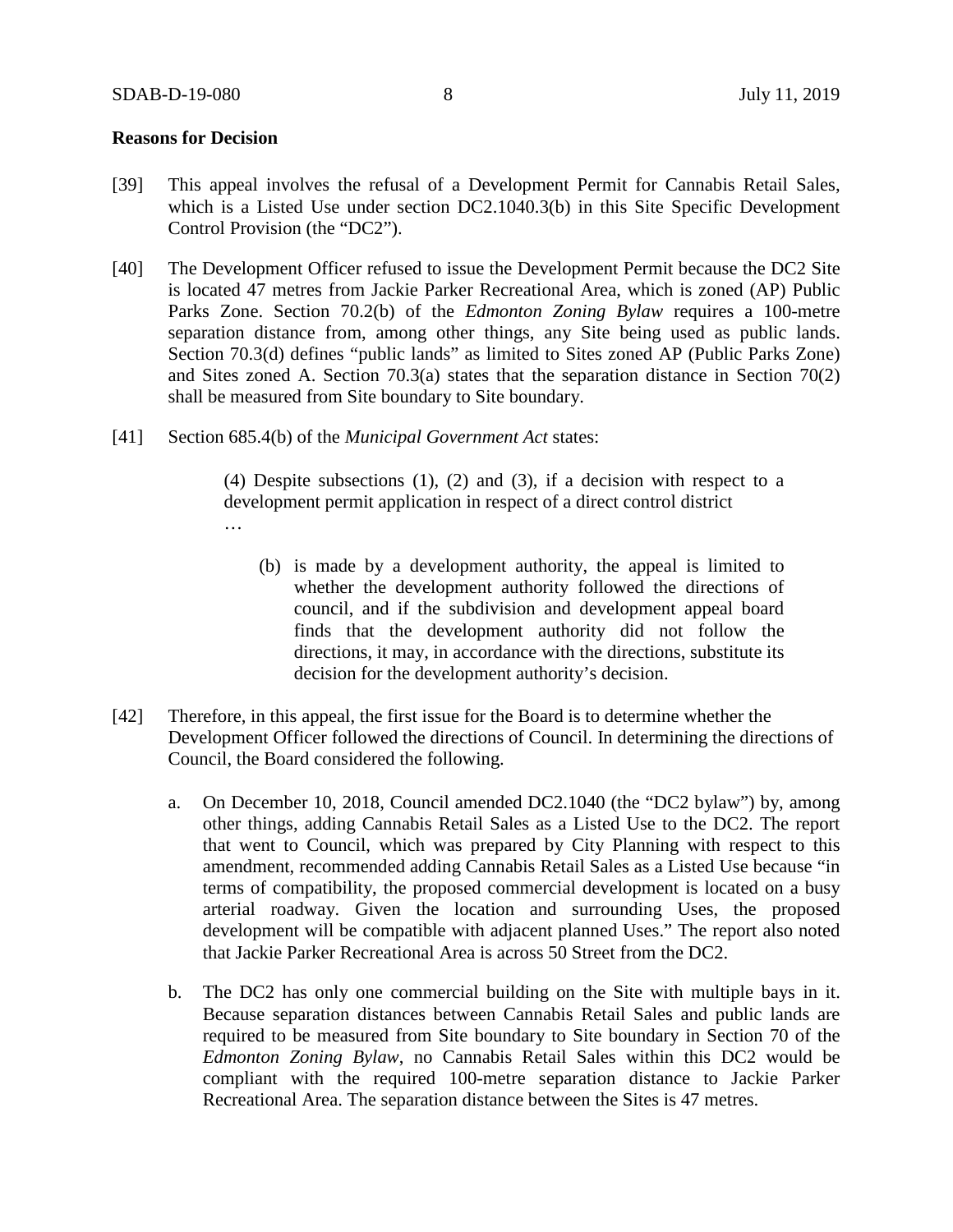**Reasons for Decision**

[39] This appeal involves the refusal of a Development Permit for Cannabis Retail Sales, which is a Listed Use under section DC2.1040.3(b) in this Site Specific Development Control Provision (the "DC2").

[40] The Development Officer refused to issue the Development Permit because the DC2 Site is located 47 metres from Jackie Parker Recreational Area, which is zoned (AP) Public Parks Zone. Section 70.2(b) of the *Edmonton Zoning Bylaw* requires a 100-metre separation distance from, among other things, any Site being used as public lands. Section 70.3(d) defines "public lands" as limited to Sites zoned AP (Public Parks Zone) and Sites zoned A. Section 70.3(a) states that the separation distance in Section 70(2) shall be measured from Site boundary to Site boundary.

[41] Section 685.4(b) of the *Municipal Government Act* states:

> (4) Despite subsections (1), (2) and (3), if a decision with respect to a development permit application in respect of a direct control district
> …
>
> (b) is made by a development authority, the appeal is limited to whether the development authority followed the directions of council, and if the subdivision and development appeal board finds that the development authority did not follow the directions, it may, in accordance with the directions, substitute its decision for the development authority's decision.

[42] Therefore, in this appeal, the first issue for the Board is to determine whether the Development Officer followed the directions of Council. In determining the directions of Council, the Board considered the following.

a. On December 10, 2018, Council amended DC2.1040 (the "DC2 bylaw") by, among other things, adding Cannabis Retail Sales as a Listed Use to the DC2. The report that went to Council, which was prepared by City Planning with respect to this amendment, recommended adding Cannabis Retail Sales as a Listed Use because "in terms of compatibility, the proposed commercial development is located on a busy arterial roadway. Given the location and surrounding Uses, the proposed development will be compatible with adjacent planned Uses." The report also noted that Jackie Parker Recreational Area is across 50 Street from the DC2.

b. The DC2 has only one commercial building on the Site with multiple bays in it. Because separation distances between Cannabis Retail Sales and public lands are required to be measured from Site boundary to Site boundary in Section 70 of the *Edmonton Zoning Bylaw*, no Cannabis Retail Sales within this DC2 would be compliant with the required 100-metre separation distance to Jackie Parker Recreational Area. The separation distance between the Sites is 47 metres.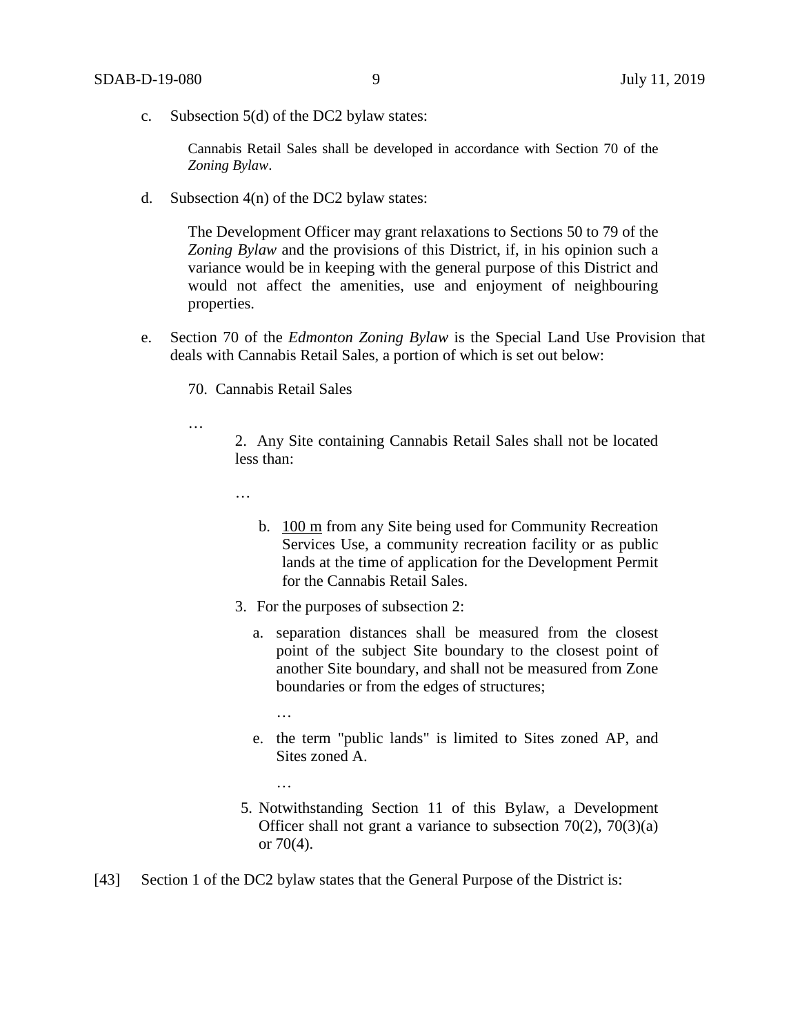c. Subsection 5(d) of the DC2 bylaw states:

> Cannabis Retail Sales shall be developed in accordance with Section 70 of the *Zoning Bylaw*.

d. Subsection 4(n) of the DC2 bylaw states:

> The Development Officer may grant relaxations to Sections 50 to 79 of the *Zoning Bylaw* and the provisions of this District, if, in his opinion such a variance would be in keeping with the general purpose of this District and would not affect the amenities, use and enjoyment of neighbouring properties.

e. Section 70 of the *Edmonton Zoning Bylaw* is the Special Land Use Provision that deals with Cannabis Retail Sales, a portion of which is set out below:

> 70. Cannabis Retail Sales
>
> …
>
> 2. Any Site containing Cannabis Retail Sales shall not be located less than:
>
> …
>
> b. 100 m from any Site being used for Community Recreation Services Use, a community recreation facility or as public lands at the time of application for the Development Permit for the Cannabis Retail Sales.
>
> 3. For the purposes of subsection 2:
>
> a. separation distances shall be measured from the closest point of the subject Site boundary to the closest point of another Site boundary, and shall not be measured from Zone boundaries or from the edges of structures;
>
> …
>
> e. the term "public lands" is limited to Sites zoned AP, and Sites zoned A.
>
> …
>
> 5. Notwithstanding Section 11 of this Bylaw, a Development Officer shall not grant a variance to subsection 70(2), 70(3)(a) or 70(4).

[43] Section 1 of the DC2 bylaw states that the General Purpose of the District is: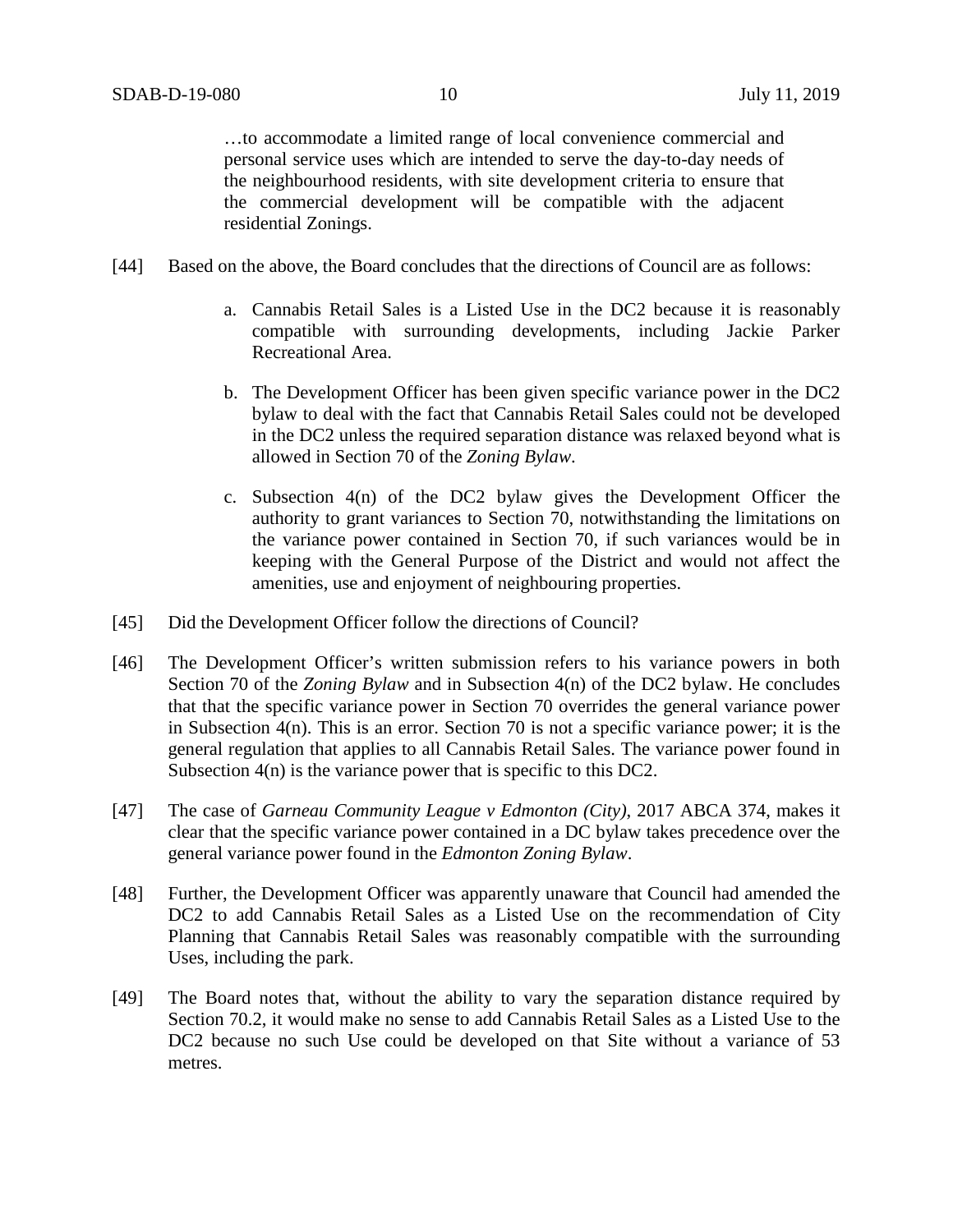> …to accommodate a limited range of local convenience commercial and personal service uses which are intended to serve the day-to-day needs of the neighbourhood residents, with site development criteria to ensure that the commercial development will be compatible with the adjacent residential Zonings.

[44] Based on the above, the Board concludes that the directions of Council are as follows:

a. Cannabis Retail Sales is a Listed Use in the DC2 because it is reasonably compatible with surrounding developments, including Jackie Parker Recreational Area.

b. The Development Officer has been given specific variance power in the DC2 bylaw to deal with the fact that Cannabis Retail Sales could not be developed in the DC2 unless the required separation distance was relaxed beyond what is allowed in Section 70 of the *Zoning Bylaw*.

c. Subsection 4(n) of the DC2 bylaw gives the Development Officer the authority to grant variances to Section 70, notwithstanding the limitations on the variance power contained in Section 70, if such variances would be in keeping with the General Purpose of the District and would not affect the amenities, use and enjoyment of neighbouring properties.

[45] Did the Development Officer follow the directions of Council?

[46] The Development Officer's written submission refers to his variance powers in both Section 70 of the *Zoning Bylaw* and in Subsection 4(n) of the DC2 bylaw. He concludes that that the specific variance power in Section 70 overrides the general variance power in Subsection 4(n). This is an error. Section 70 is not a specific variance power; it is the general regulation that applies to all Cannabis Retail Sales. The variance power found in Subsection 4(n) is the variance power that is specific to this DC2.

[47] The case of *Garneau Community League v Edmonton (City)*, 2017 ABCA 374, makes it clear that the specific variance power contained in a DC bylaw takes precedence over the general variance power found in the *Edmonton Zoning Bylaw*.

[48] Further, the Development Officer was apparently unaware that Council had amended the DC2 to add Cannabis Retail Sales as a Listed Use on the recommendation of City Planning that Cannabis Retail Sales was reasonably compatible with the surrounding Uses, including the park.

[49] The Board notes that, without the ability to vary the separation distance required by Section 70.2, it would make no sense to add Cannabis Retail Sales as a Listed Use to the DC2 because no such Use could be developed on that Site without a variance of 53 metres.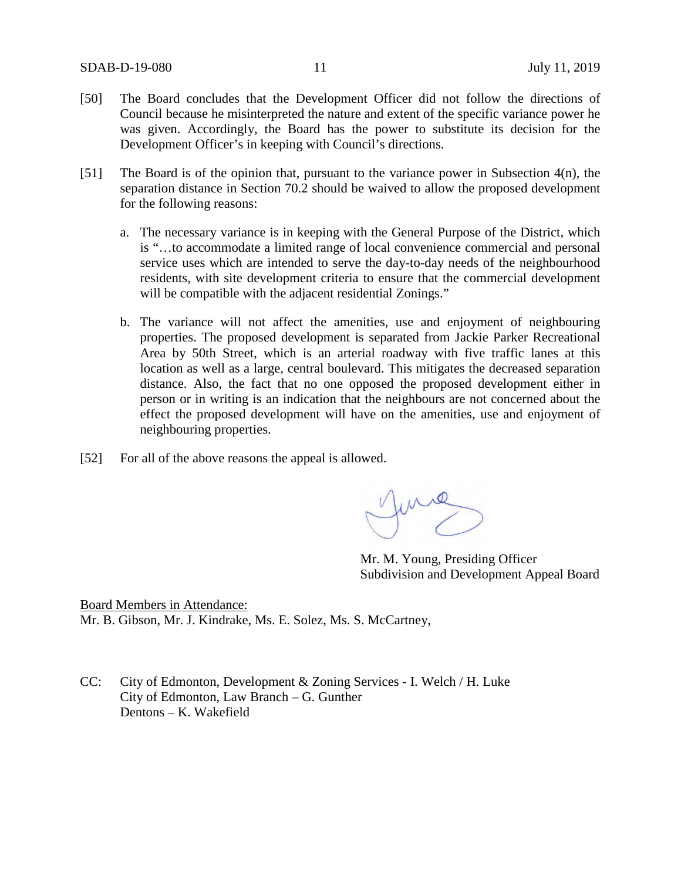[50] The Board concludes that the Development Officer did not follow the directions of Council because he misinterpreted the nature and extent of the specific variance power he was given. Accordingly, the Board has the power to substitute its decision for the Development Officer's in keeping with Council's directions.

[51] The Board is of the opinion that, pursuant to the variance power in Subsection 4(n), the separation distance in Section 70.2 should be waived to allow the proposed development for the following reasons:

a. The necessary variance is in keeping with the General Purpose of the District, which is "…to accommodate a limited range of local convenience commercial and personal service uses which are intended to serve the day-to-day needs of the neighbourhood residents, with site development criteria to ensure that the commercial development will be compatible with the adjacent residential Zonings."

b. The variance will not affect the amenities, use and enjoyment of neighbouring properties. The proposed development is separated from Jackie Parker Recreational Area by 50th Street, which is an arterial roadway with five traffic lanes at this location as well as a large, central boulevard. This mitigates the decreased separation distance. Also, the fact that no one opposed the proposed development either in person or in writing is an indication that the neighbours are not concerned about the effect the proposed development will have on the amenities, use and enjoyment of neighbouring properties.

[52] For all of the above reasons the appeal is allowed.

Mr. M. Young, Presiding Officer
Subdivision and Development Appeal Board

Board Members in Attendance:
Mr. B. Gibson, Mr. J. Kindrake, Ms. E. Solez, Ms. S. McCartney,

CC: City of Edmonton, Development & Zoning Services - I. Welch / H. Luke
City of Edmonton, Law Branch – G. Gunther
Dentons – K. Wakefield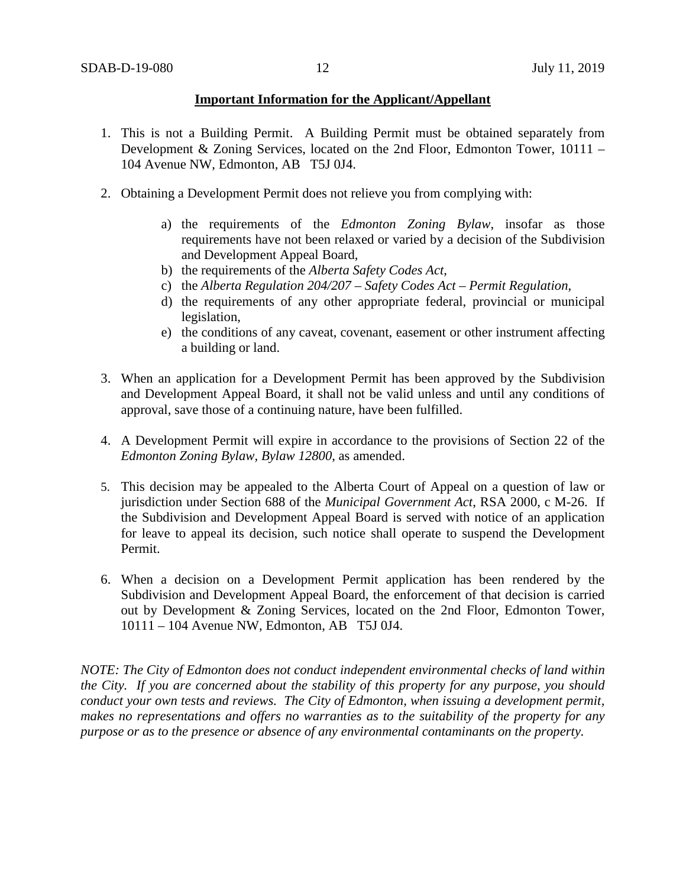**Important Information for the Applicant/Appellant**

1. This is not a Building Permit. A Building Permit must be obtained separately from Development & Zoning Services, located on the 2nd Floor, Edmonton Tower, 10111 – 104 Avenue NW, Edmonton, AB T5J 0J4.

2. Obtaining a Development Permit does not relieve you from complying with:

    a) the requirements of the *Edmonton Zoning Bylaw*, insofar as those requirements have not been relaxed or varied by a decision of the Subdivision and Development Appeal Board,
    b) the requirements of the *Alberta Safety Codes Act*,
    c) the *Alberta Regulation 204/207 – Safety Codes Act – Permit Regulation*,
    d) the requirements of any other appropriate federal, provincial or municipal legislation,
    e) the conditions of any caveat, covenant, easement or other instrument affecting a building or land.

3. When an application for a Development Permit has been approved by the Subdivision and Development Appeal Board, it shall not be valid unless and until any conditions of approval, save those of a continuing nature, have been fulfilled.

4. A Development Permit will expire in accordance to the provisions of Section 22 of the *Edmonton Zoning Bylaw, Bylaw 12800*, as amended.

5. This decision may be appealed to the Alberta Court of Appeal on a question of law or jurisdiction under Section 688 of the *Municipal Government Act*, RSA 2000, c M-26. If the Subdivision and Development Appeal Board is served with notice of an application for leave to appeal its decision, such notice shall operate to suspend the Development Permit.

6. When a decision on a Development Permit application has been rendered by the Subdivision and Development Appeal Board, the enforcement of that decision is carried out by Development & Zoning Services, located on the 2nd Floor, Edmonton Tower, 10111 – 104 Avenue NW, Edmonton, AB T5J 0J4.

*NOTE: The City of Edmonton does not conduct independent environmental checks of land within the City. If you are concerned about the stability of this property for any purpose, you should conduct your own tests and reviews. The City of Edmonton, when issuing a development permit, makes no representations and offers no warranties as to the suitability of the property for any purpose or as to the presence or absence of any environmental contaminants on the property.*